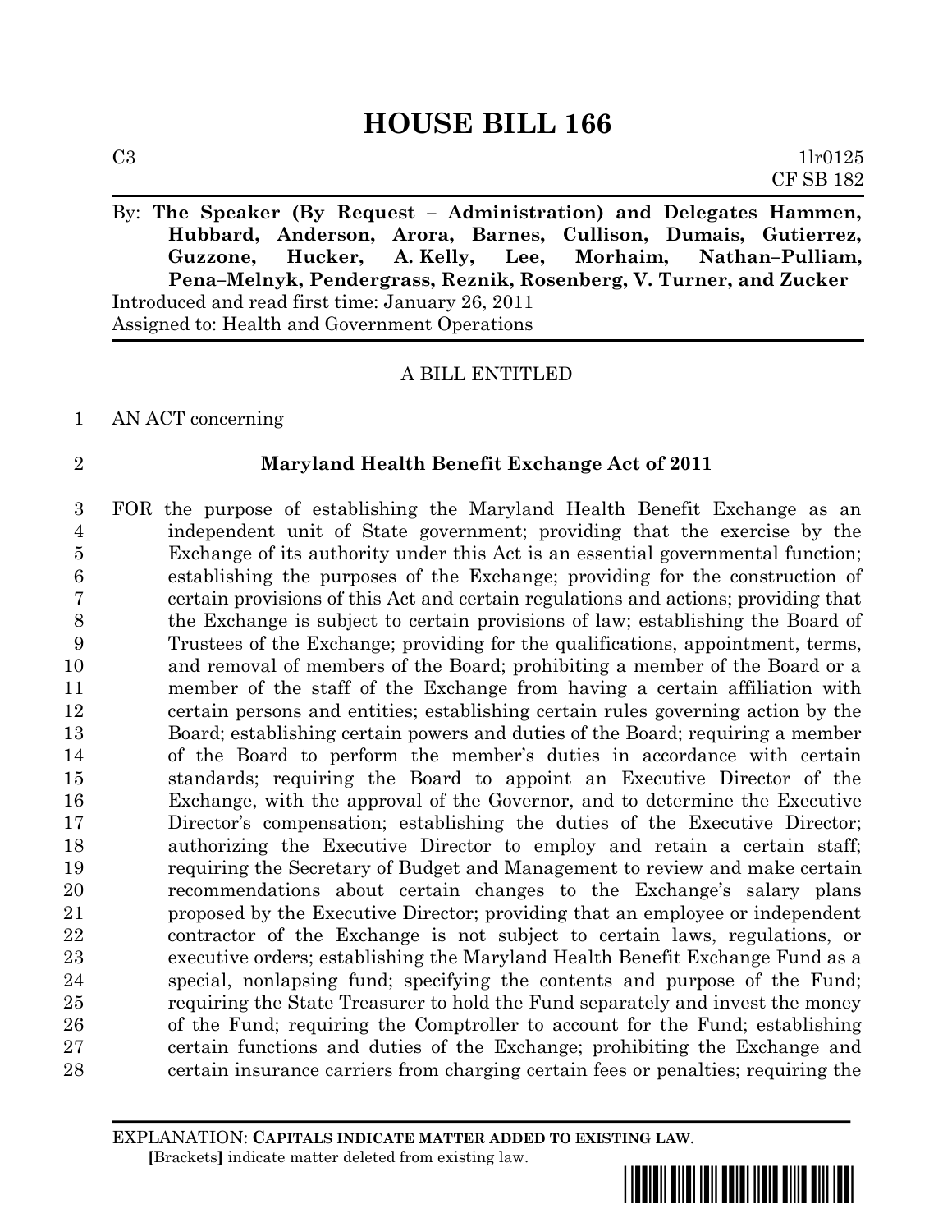# HOUSE BILL 166

C3 1lr0125
CF SB 182

By: **The Speaker (By Request – Administration) and Delegates Hammen, Hubbard, Anderson, Arora, Barnes, Cullison, Dumais, Gutierrez, Guzzone, Hucker, A. Kelly, Lee, Morhaim, Nathan–Pulliam, Pena–Melnyk, Pendergrass, Reznik, Rosenberg, V. Turner, and Zucker**

Introduced and read first time: January 26, 2011
Assigned to: Health and Government Operations

A BILL ENTITLED

AN ACT concerning

**Maryland Health Benefit Exchange Act of 2011**

FOR the purpose of establishing the Maryland Health Benefit Exchange as an independent unit of State government; providing that the exercise by the Exchange of its authority under this Act is an essential governmental function; establishing the purposes of the Exchange; providing for the construction of certain provisions of this Act and certain regulations and actions; providing that the Exchange is subject to certain provisions of law; establishing the Board of Trustees of the Exchange; providing for the qualifications, appointment, terms, and removal of members of the Board; prohibiting a member of the Board or a member of the staff of the Exchange from having a certain affiliation with certain persons and entities; establishing certain rules governing action by the Board; establishing certain powers and duties of the Board; requiring a member of the Board to perform the member's duties in accordance with certain standards; requiring the Board to appoint an Executive Director of the Exchange, with the approval of the Governor, and to determine the Executive Director's compensation; establishing the duties of the Executive Director; authorizing the Executive Director to employ and retain a certain staff; requiring the Secretary of Budget and Management to review and make certain recommendations about certain changes to the Exchange's salary plans proposed by the Executive Director; providing that an employee or independent contractor of the Exchange is not subject to certain laws, regulations, or executive orders; establishing the Maryland Health Benefit Exchange Fund as a special, nonlapsing fund; specifying the contents and purpose of the Fund; requiring the State Treasurer to hold the Fund separately and invest the money of the Fund; requiring the Comptroller to account for the Fund; establishing certain functions and duties of the Exchange; prohibiting the Exchange and certain insurance carriers from charging certain fees or penalties; requiring the

EXPLANATION: **CAPITALS INDICATE MATTER ADDED TO EXISTING LAW.**
**[**Brackets**]** indicate matter deleted from existing law.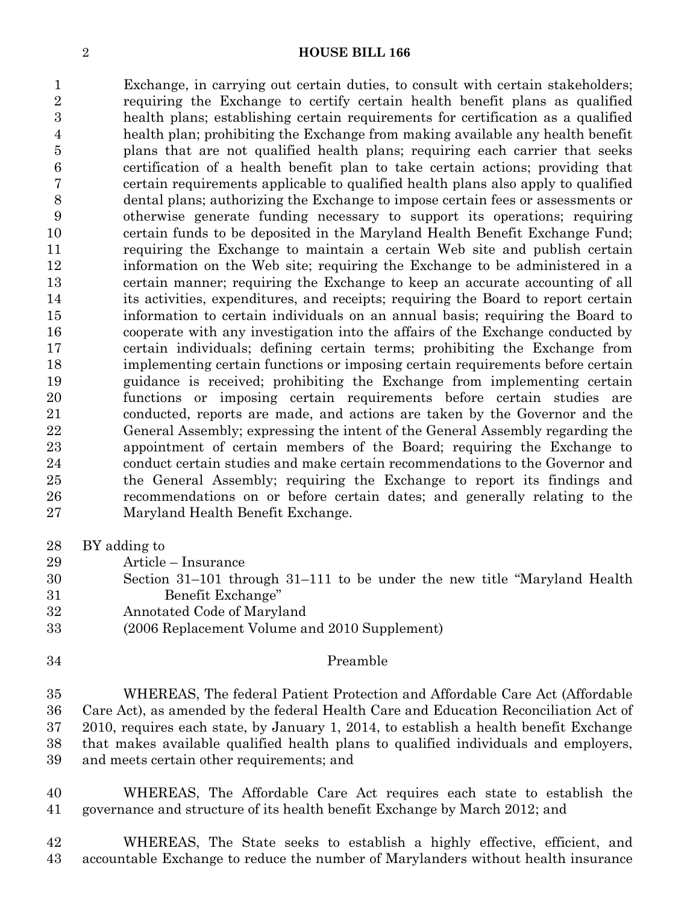Exchange, in carrying out certain duties, to consult with certain stakeholders; requiring the Exchange to certify certain health benefit plans as qualified health plans; establishing certain requirements for certification as a qualified health plan; prohibiting the Exchange from making available any health benefit plans that are not qualified health plans; requiring each carrier that seeks certification of a health benefit plan to take certain actions; providing that certain requirements applicable to qualified health plans also apply to qualified dental plans; authorizing the Exchange to impose certain fees or assessments or otherwise generate funding necessary to support its operations; requiring certain funds to be deposited in the Maryland Health Benefit Exchange Fund; requiring the Exchange to maintain a certain Web site and publish certain information on the Web site; requiring the Exchange to be administered in a certain manner; requiring the Exchange to keep an accurate accounting of all its activities, expenditures, and receipts; requiring the Board to report certain information to certain individuals on an annual basis; requiring the Board to cooperate with any investigation into the affairs of the Exchange conducted by certain individuals; defining certain terms; prohibiting the Exchange from implementing certain functions or imposing certain requirements before certain guidance is received; prohibiting the Exchange from implementing certain functions or imposing certain requirements before certain studies are conducted, reports are made, and actions are taken by the Governor and the General Assembly; expressing the intent of the General Assembly regarding the appointment of certain members of the Board; requiring the Exchange to conduct certain studies and make certain recommendations to the Governor and the General Assembly; requiring the Exchange to report its findings and recommendations on or before certain dates; and generally relating to the Maryland Health Benefit Exchange.

BY adding to

Article – Insurance

Section 31–101 through 31–111 to be under the new title "Maryland Health Benefit Exchange"

Annotated Code of Maryland

(2006 Replacement Volume and 2010 Supplement)

Preamble

WHEREAS, The federal Patient Protection and Affordable Care Act (Affordable Care Act), as amended by the federal Health Care and Education Reconciliation Act of 2010, requires each state, by January 1, 2014, to establish a health benefit Exchange that makes available qualified health plans to qualified individuals and employers, and meets certain other requirements; and

WHEREAS, The Affordable Care Act requires each state to establish the governance and structure of its health benefit Exchange by March 2012; and

WHEREAS, The State seeks to establish a highly effective, efficient, and accountable Exchange to reduce the number of Marylanders without health insurance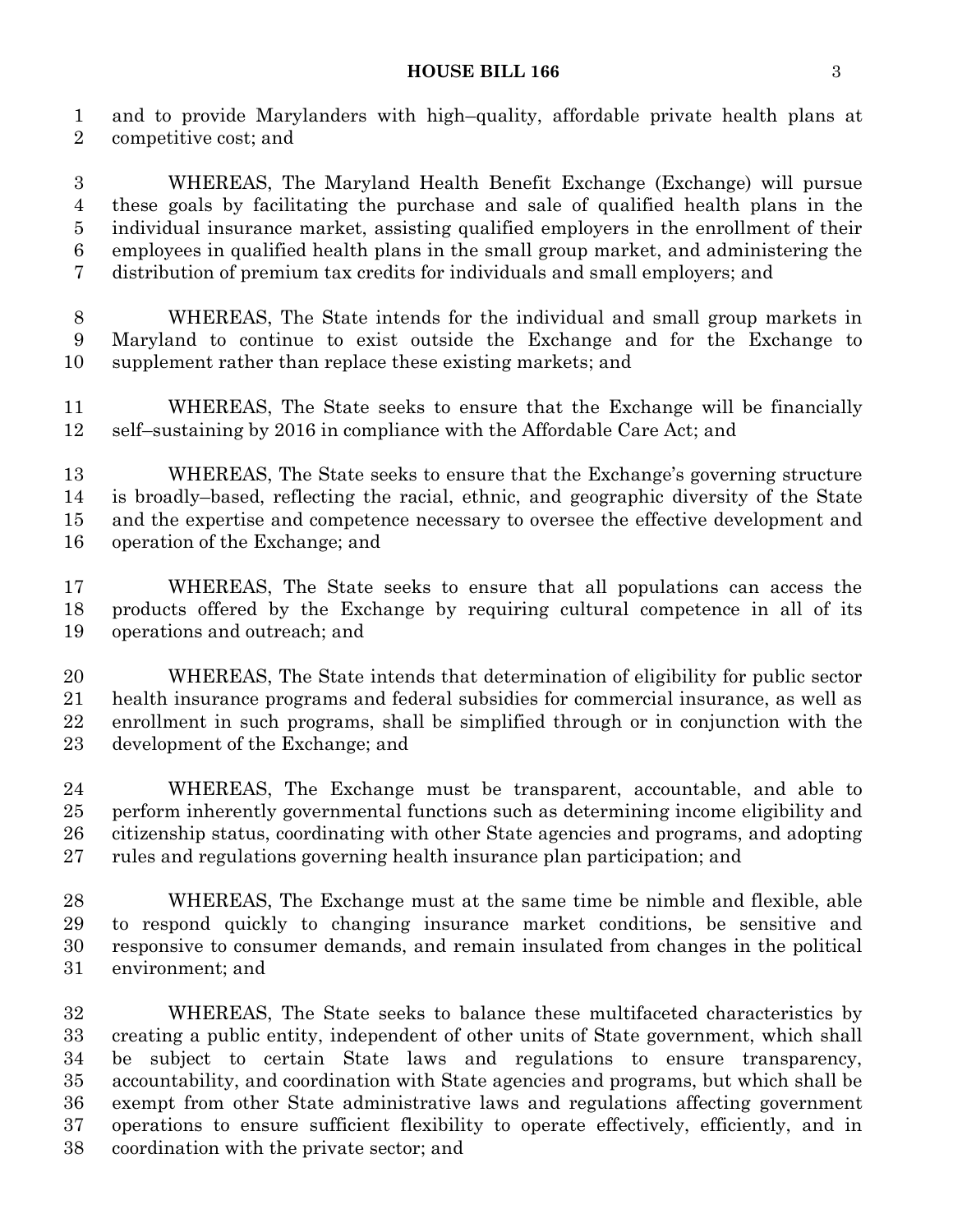and to provide Marylanders with high–quality, affordable private health plans at competitive cost; and

WHEREAS, The Maryland Health Benefit Exchange (Exchange) will pursue these goals by facilitating the purchase and sale of qualified health plans in the individual insurance market, assisting qualified employers in the enrollment of their employees in qualified health plans in the small group market, and administering the distribution of premium tax credits for individuals and small employers; and

WHEREAS, The State intends for the individual and small group markets in Maryland to continue to exist outside the Exchange and for the Exchange to supplement rather than replace these existing markets; and

WHEREAS, The State seeks to ensure that the Exchange will be financially self–sustaining by 2016 in compliance with the Affordable Care Act; and

WHEREAS, The State seeks to ensure that the Exchange's governing structure is broadly–based, reflecting the racial, ethnic, and geographic diversity of the State and the expertise and competence necessary to oversee the effective development and operation of the Exchange; and

WHEREAS, The State seeks to ensure that all populations can access the products offered by the Exchange by requiring cultural competence in all of its operations and outreach; and

WHEREAS, The State intends that determination of eligibility for public sector health insurance programs and federal subsidies for commercial insurance, as well as enrollment in such programs, shall be simplified through or in conjunction with the development of the Exchange; and

WHEREAS, The Exchange must be transparent, accountable, and able to perform inherently governmental functions such as determining income eligibility and citizenship status, coordinating with other State agencies and programs, and adopting rules and regulations governing health insurance plan participation; and

WHEREAS, The Exchange must at the same time be nimble and flexible, able to respond quickly to changing insurance market conditions, be sensitive and responsive to consumer demands, and remain insulated from changes in the political environment; and

WHEREAS, The State seeks to balance these multifaceted characteristics by creating a public entity, independent of other units of State government, which shall be subject to certain State laws and regulations to ensure transparency, accountability, and coordination with State agencies and programs, but which shall be exempt from other State administrative laws and regulations affecting government operations to ensure sufficient flexibility to operate effectively, efficiently, and in coordination with the private sector; and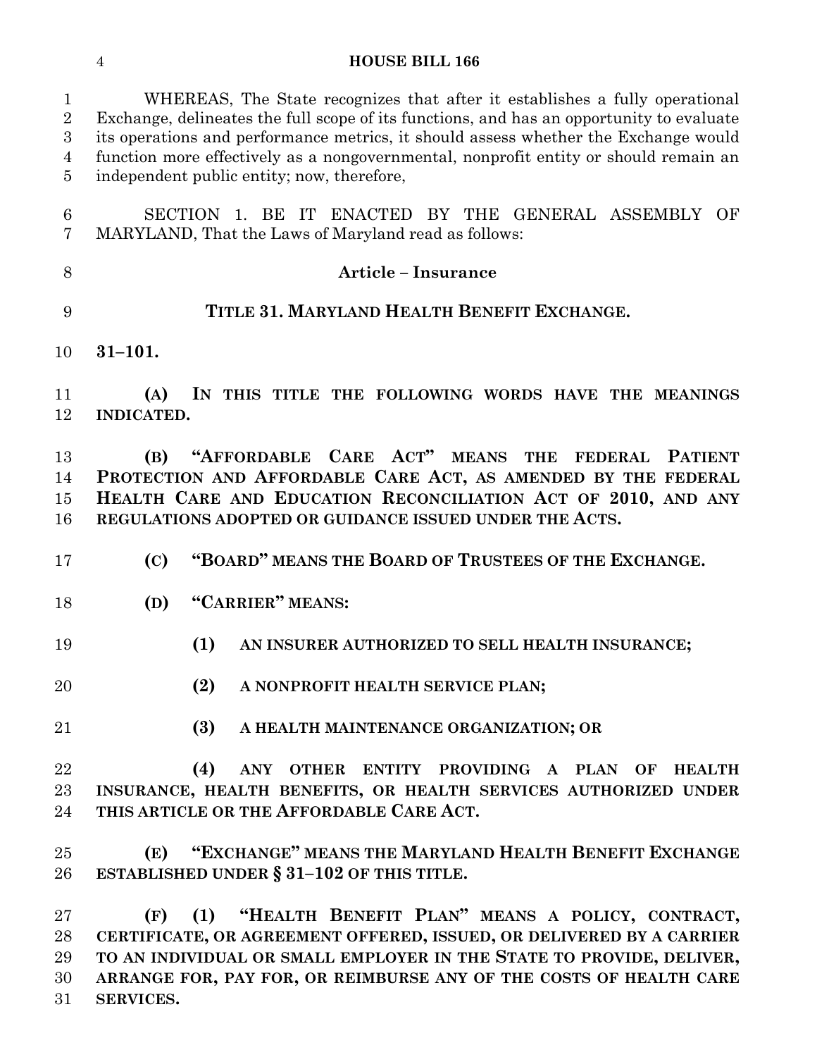WHEREAS, The State recognizes that after it establishes a fully operational Exchange, delineates the full scope of its functions, and has an opportunity to evaluate its operations and performance metrics, it should assess whether the Exchange would function more effectively as a nongovernmental, nonprofit entity or should remain an independent public entity; now, therefore,

SECTION 1. BE IT ENACTED BY THE GENERAL ASSEMBLY OF MARYLAND, That the Laws of Maryland read as follows:

**Article – Insurance**

**TITLE 31. MARYLAND HEALTH BENEFIT EXCHANGE.**

**31–101.**

**(A) IN THIS TITLE THE FOLLOWING WORDS HAVE THE MEANINGS INDICATED.**

**(B) "AFFORDABLE CARE ACT" MEANS THE FEDERAL PATIENT PROTECTION AND AFFORDABLE CARE ACT, AS AMENDED BY THE FEDERAL HEALTH CARE AND EDUCATION RECONCILIATION ACT OF 2010, AND ANY REGULATIONS ADOPTED OR GUIDANCE ISSUED UNDER THE ACTS.**

**(C) "BOARD" MEANS THE BOARD OF TRUSTEES OF THE EXCHANGE.**

**(D) "CARRIER" MEANS:**

**(1) AN INSURER AUTHORIZED TO SELL HEALTH INSURANCE;**

**(2) A NONPROFIT HEALTH SERVICE PLAN;**

**(3) A HEALTH MAINTENANCE ORGANIZATION; OR**

**(4) ANY OTHER ENTITY PROVIDING A PLAN OF HEALTH INSURANCE, HEALTH BENEFITS, OR HEALTH SERVICES AUTHORIZED UNDER THIS ARTICLE OR THE AFFORDABLE CARE ACT.**

**(E) "EXCHANGE" MEANS THE MARYLAND HEALTH BENEFIT EXCHANGE ESTABLISHED UNDER § 31–102 OF THIS TITLE.**

**(F) (1) "HEALTH BENEFIT PLAN" MEANS A POLICY, CONTRACT, CERTIFICATE, OR AGREEMENT OFFERED, ISSUED, OR DELIVERED BY A CARRIER TO AN INDIVIDUAL OR SMALL EMPLOYER IN THE STATE TO PROVIDE, DELIVER, ARRANGE FOR, PAY FOR, OR REIMBURSE ANY OF THE COSTS OF HEALTH CARE SERVICES.**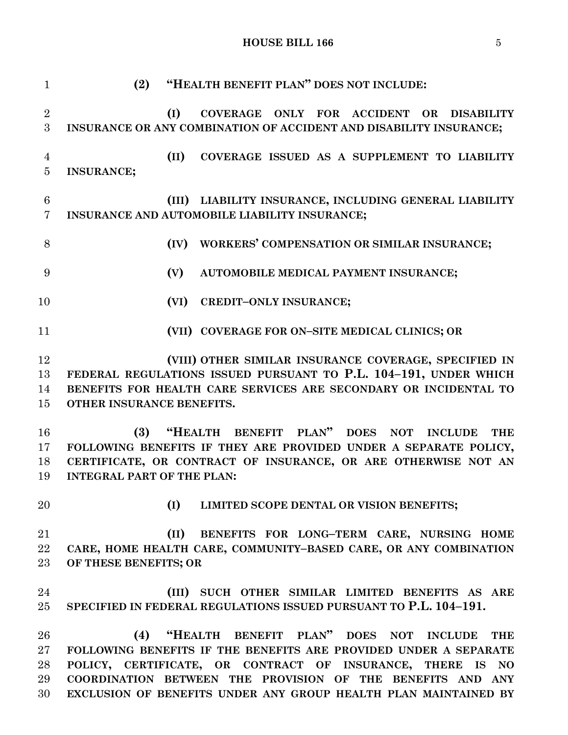**(2) "HEALTH BENEFIT PLAN" DOES NOT INCLUDE:**

**(I) COVERAGE ONLY FOR ACCIDENT OR DISABILITY INSURANCE OR ANY COMBINATION OF ACCIDENT AND DISABILITY INSURANCE;**

**(II) COVERAGE ISSUED AS A SUPPLEMENT TO LIABILITY INSURANCE;**

**(III) LIABILITY INSURANCE, INCLUDING GENERAL LIABILITY INSURANCE AND AUTOMOBILE LIABILITY INSURANCE;**

**(IV) WORKERS' COMPENSATION OR SIMILAR INSURANCE;**

**(V) AUTOMOBILE MEDICAL PAYMENT INSURANCE;**

**(VI) CREDIT–ONLY INSURANCE;**

**(VII) COVERAGE FOR ON–SITE MEDICAL CLINICS; OR**

**(VIII) OTHER SIMILAR INSURANCE COVERAGE, SPECIFIED IN FEDERAL REGULATIONS ISSUED PURSUANT TO P.L. 104–191, UNDER WHICH BENEFITS FOR HEALTH CARE SERVICES ARE SECONDARY OR INCIDENTAL TO OTHER INSURANCE BENEFITS.**

**(3) "HEALTH BENEFIT PLAN" DOES NOT INCLUDE THE FOLLOWING BENEFITS IF THEY ARE PROVIDED UNDER A SEPARATE POLICY, CERTIFICATE, OR CONTRACT OF INSURANCE, OR ARE OTHERWISE NOT AN INTEGRAL PART OF THE PLAN:**

**(I) LIMITED SCOPE DENTAL OR VISION BENEFITS;**

**(II) BENEFITS FOR LONG–TERM CARE, NURSING HOME CARE, HOME HEALTH CARE, COMMUNITY–BASED CARE, OR ANY COMBINATION OF THESE BENEFITS; OR**

**(III) SUCH OTHER SIMILAR LIMITED BENEFITS AS ARE SPECIFIED IN FEDERAL REGULATIONS ISSUED PURSUANT TO P.L. 104–191.**

**(4) "HEALTH BENEFIT PLAN" DOES NOT INCLUDE THE FOLLOWING BENEFITS IF THE BENEFITS ARE PROVIDED UNDER A SEPARATE POLICY, CERTIFICATE, OR CONTRACT OF INSURANCE, THERE IS NO COORDINATION BETWEEN THE PROVISION OF THE BENEFITS AND ANY EXCLUSION OF BENEFITS UNDER ANY GROUP HEALTH PLAN MAINTAINED BY**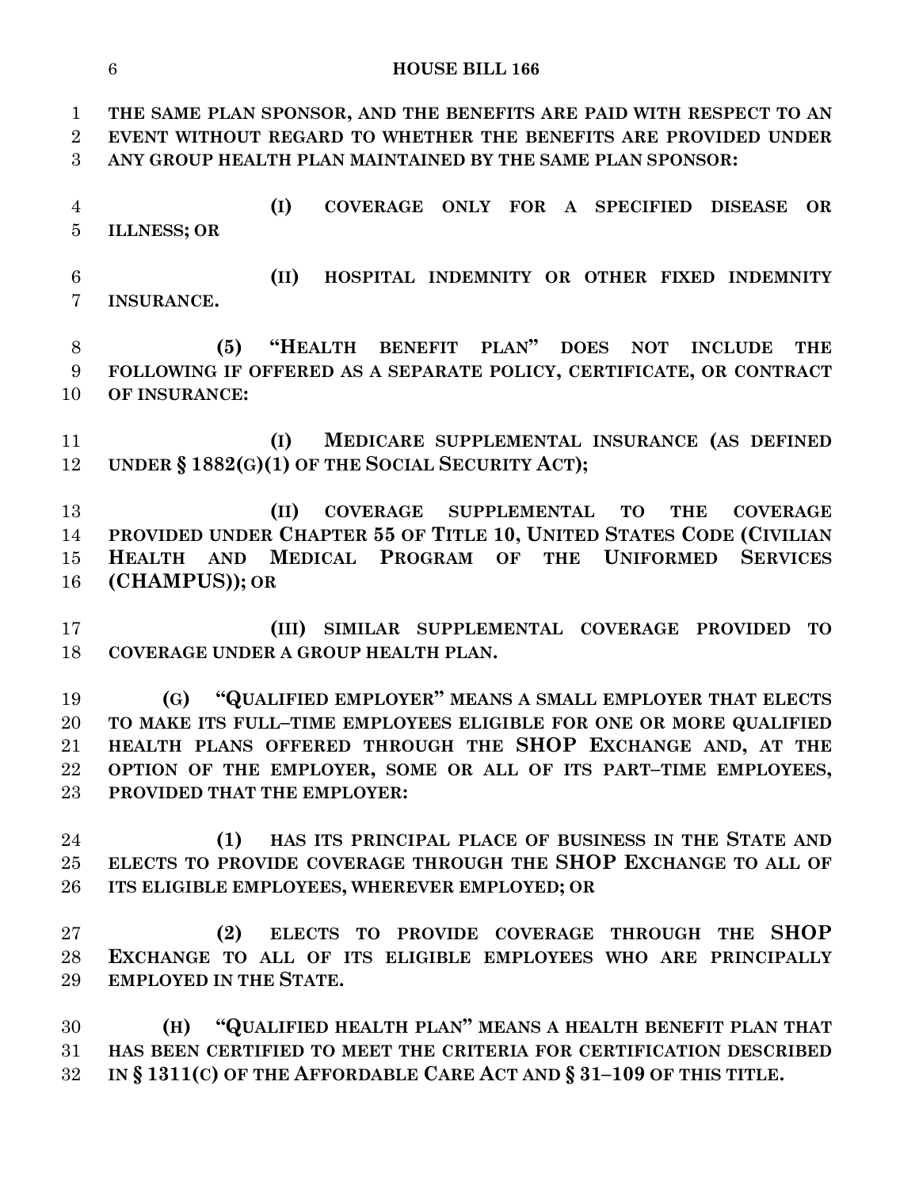**THE SAME PLAN SPONSOR, AND THE BENEFITS ARE PAID WITH RESPECT TO AN EVENT WITHOUT REGARD TO WHETHER THE BENEFITS ARE PROVIDED UNDER ANY GROUP HEALTH PLAN MAINTAINED BY THE SAME PLAN SPONSOR:**

**(I) COVERAGE ONLY FOR A SPECIFIED DISEASE OR ILLNESS; OR**

**(II) HOSPITAL INDEMNITY OR OTHER FIXED INDEMNITY INSURANCE.**

**(5) "HEALTH BENEFIT PLAN" DOES NOT INCLUDE THE FOLLOWING IF OFFERED AS A SEPARATE POLICY, CERTIFICATE, OR CONTRACT OF INSURANCE:**

**(I) MEDICARE SUPPLEMENTAL INSURANCE (AS DEFINED UNDER § 1882(G)(1) OF THE SOCIAL SECURITY ACT);**

**(II) COVERAGE SUPPLEMENTAL TO THE COVERAGE PROVIDED UNDER CHAPTER 55 OF TITLE 10, UNITED STATES CODE (CIVILIAN HEALTH AND MEDICAL PROGRAM OF THE UNIFORMED SERVICES (CHAMPUS)); OR**

**(III) SIMILAR SUPPLEMENTAL COVERAGE PROVIDED TO COVERAGE UNDER A GROUP HEALTH PLAN.**

**(G) "QUALIFIED EMPLOYER" MEANS A SMALL EMPLOYER THAT ELECTS TO MAKE ITS FULL–TIME EMPLOYEES ELIGIBLE FOR ONE OR MORE QUALIFIED HEALTH PLANS OFFERED THROUGH THE SHOP EXCHANGE AND, AT THE OPTION OF THE EMPLOYER, SOME OR ALL OF ITS PART–TIME EMPLOYEES, PROVIDED THAT THE EMPLOYER:**

**(1) HAS ITS PRINCIPAL PLACE OF BUSINESS IN THE STATE AND ELECTS TO PROVIDE COVERAGE THROUGH THE SHOP EXCHANGE TO ALL OF ITS ELIGIBLE EMPLOYEES, WHEREVER EMPLOYED; OR**

**(2) ELECTS TO PROVIDE COVERAGE THROUGH THE SHOP EXCHANGE TO ALL OF ITS ELIGIBLE EMPLOYEES WHO ARE PRINCIPALLY EMPLOYED IN THE STATE.**

**(H) "QUALIFIED HEALTH PLAN" MEANS A HEALTH BENEFIT PLAN THAT HAS BEEN CERTIFIED TO MEET THE CRITERIA FOR CERTIFICATION DESCRIBED IN § 1311(C) OF THE AFFORDABLE CARE ACT AND § 31–109 OF THIS TITLE.**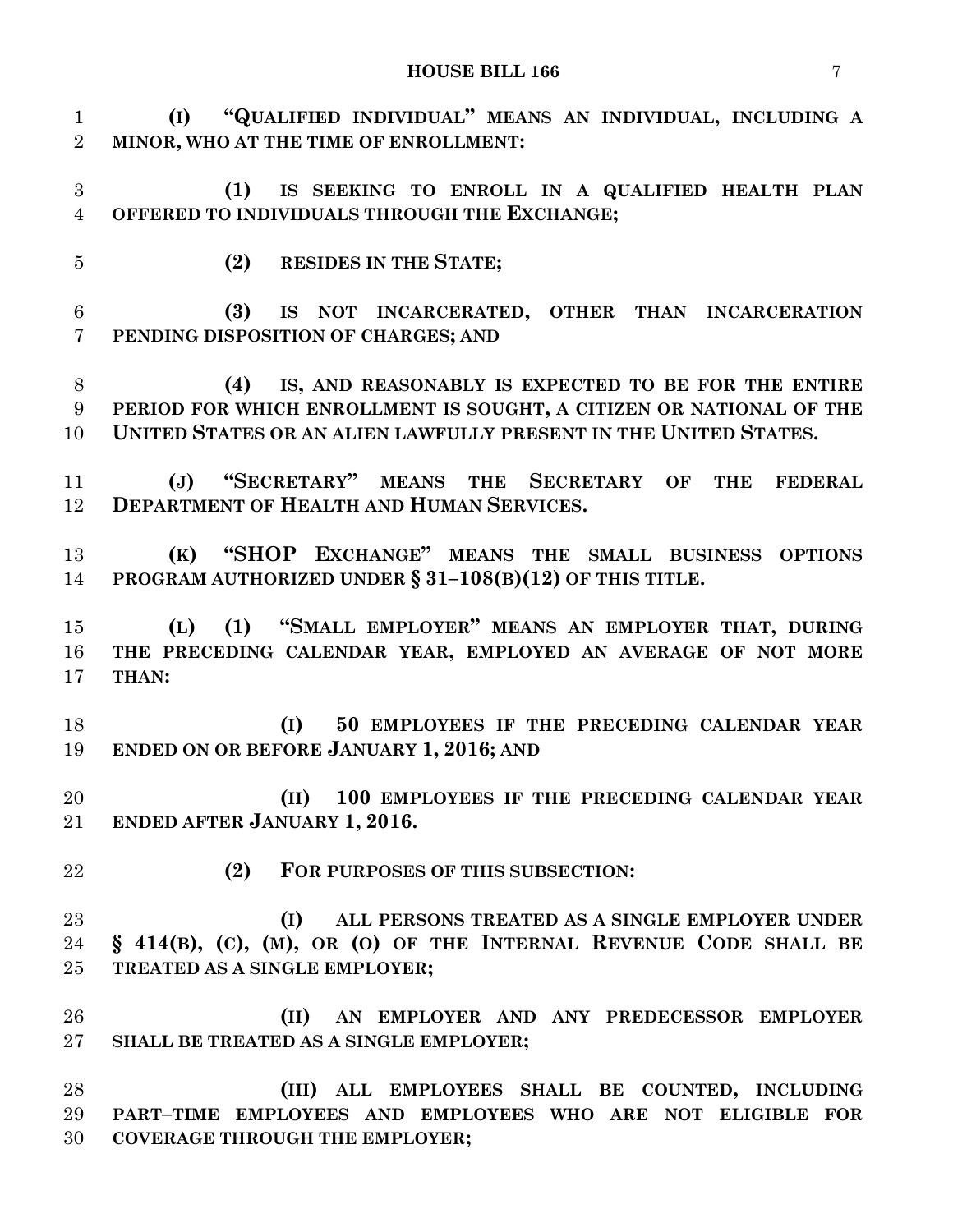**(I) "QUALIFIED INDIVIDUAL" MEANS AN INDIVIDUAL, INCLUDING A MINOR, WHO AT THE TIME OF ENROLLMENT:**

**(1) IS SEEKING TO ENROLL IN A QUALIFIED HEALTH PLAN OFFERED TO INDIVIDUALS THROUGH THE EXCHANGE;**

**(2) RESIDES IN THE STATE;**

**(3) IS NOT INCARCERATED, OTHER THAN INCARCERATION PENDING DISPOSITION OF CHARGES; AND**

**(4) IS, AND REASONABLY IS EXPECTED TO BE FOR THE ENTIRE PERIOD FOR WHICH ENROLLMENT IS SOUGHT, A CITIZEN OR NATIONAL OF THE UNITED STATES OR AN ALIEN LAWFULLY PRESENT IN THE UNITED STATES.**

**(J) "SECRETARY" MEANS THE SECRETARY OF THE FEDERAL DEPARTMENT OF HEALTH AND HUMAN SERVICES.**

**(K) "SHOP EXCHANGE" MEANS THE SMALL BUSINESS OPTIONS PROGRAM AUTHORIZED UNDER § 31–108(B)(12) OF THIS TITLE.**

**(L) (1) "SMALL EMPLOYER" MEANS AN EMPLOYER THAT, DURING THE PRECEDING CALENDAR YEAR, EMPLOYED AN AVERAGE OF NOT MORE THAN:**

**(I) 50 EMPLOYEES IF THE PRECEDING CALENDAR YEAR ENDED ON OR BEFORE JANUARY 1, 2016; AND**

**(II) 100 EMPLOYEES IF THE PRECEDING CALENDAR YEAR ENDED AFTER JANUARY 1, 2016.**

**(2) FOR PURPOSES OF THIS SUBSECTION:**

**(I) ALL PERSONS TREATED AS A SINGLE EMPLOYER UNDER § 414(B), (C), (M), OR (O) OF THE INTERNAL REVENUE CODE SHALL BE TREATED AS A SINGLE EMPLOYER;**

**(II) AN EMPLOYER AND ANY PREDECESSOR EMPLOYER SHALL BE TREATED AS A SINGLE EMPLOYER;**

**(III) ALL EMPLOYEES SHALL BE COUNTED, INCLUDING PART–TIME EMPLOYEES AND EMPLOYEES WHO ARE NOT ELIGIBLE FOR COVERAGE THROUGH THE EMPLOYER;**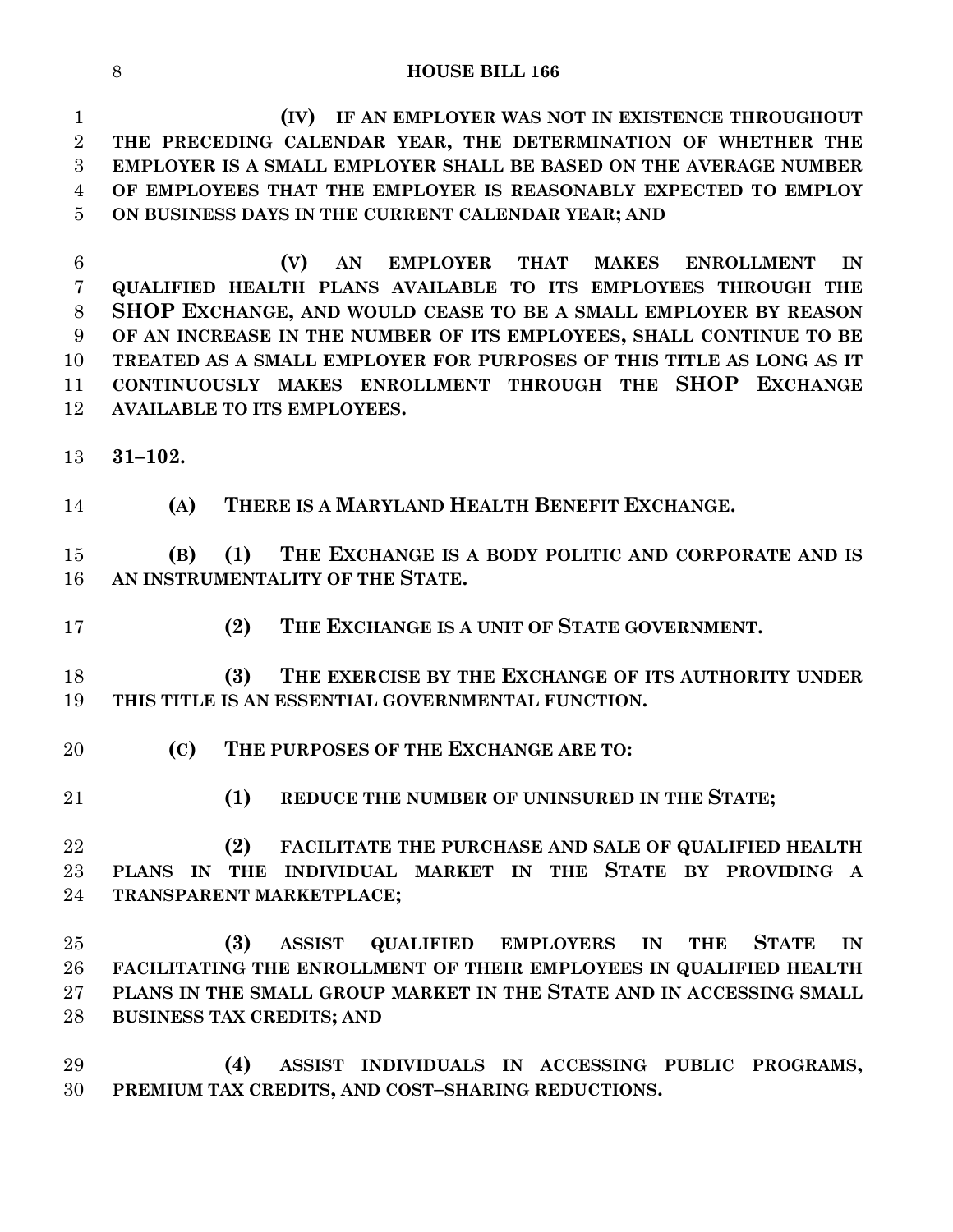**(IV) IF AN EMPLOYER WAS NOT IN EXISTENCE THROUGHOUT THE PRECEDING CALENDAR YEAR, THE DETERMINATION OF WHETHER THE EMPLOYER IS A SMALL EMPLOYER SHALL BE BASED ON THE AVERAGE NUMBER OF EMPLOYEES THAT THE EMPLOYER IS REASONABLY EXPECTED TO EMPLOY ON BUSINESS DAYS IN THE CURRENT CALENDAR YEAR; AND**

**(V) AN EMPLOYER THAT MAKES ENROLLMENT IN QUALIFIED HEALTH PLANS AVAILABLE TO ITS EMPLOYEES THROUGH THE SHOP EXCHANGE, AND WOULD CEASE TO BE A SMALL EMPLOYER BY REASON OF AN INCREASE IN THE NUMBER OF ITS EMPLOYEES, SHALL CONTINUE TO BE TREATED AS A SMALL EMPLOYER FOR PURPOSES OF THIS TITLE AS LONG AS IT CONTINUOUSLY MAKES ENROLLMENT THROUGH THE SHOP EXCHANGE AVAILABLE TO ITS EMPLOYEES.**

**31–102.**

**(A) THERE IS A MARYLAND HEALTH BENEFIT EXCHANGE.**

**(B) (1) THE EXCHANGE IS A BODY POLITIC AND CORPORATE AND IS AN INSTRUMENTALITY OF THE STATE.**

**(2) THE EXCHANGE IS A UNIT OF STATE GOVERNMENT.**

**(3) THE EXERCISE BY THE EXCHANGE OF ITS AUTHORITY UNDER THIS TITLE IS AN ESSENTIAL GOVERNMENTAL FUNCTION.**

**(C) THE PURPOSES OF THE EXCHANGE ARE TO:**

**(1) REDUCE THE NUMBER OF UNINSURED IN THE STATE;**

**(2) FACILITATE THE PURCHASE AND SALE OF QUALIFIED HEALTH PLANS IN THE INDIVIDUAL MARKET IN THE STATE BY PROVIDING A TRANSPARENT MARKETPLACE;**

**(3) ASSIST QUALIFIED EMPLOYERS IN THE STATE IN FACILITATING THE ENROLLMENT OF THEIR EMPLOYEES IN QUALIFIED HEALTH PLANS IN THE SMALL GROUP MARKET IN THE STATE AND IN ACCESSING SMALL BUSINESS TAX CREDITS; AND**

**(4) ASSIST INDIVIDUALS IN ACCESSING PUBLIC PROGRAMS, PREMIUM TAX CREDITS, AND COST–SHARING REDUCTIONS.**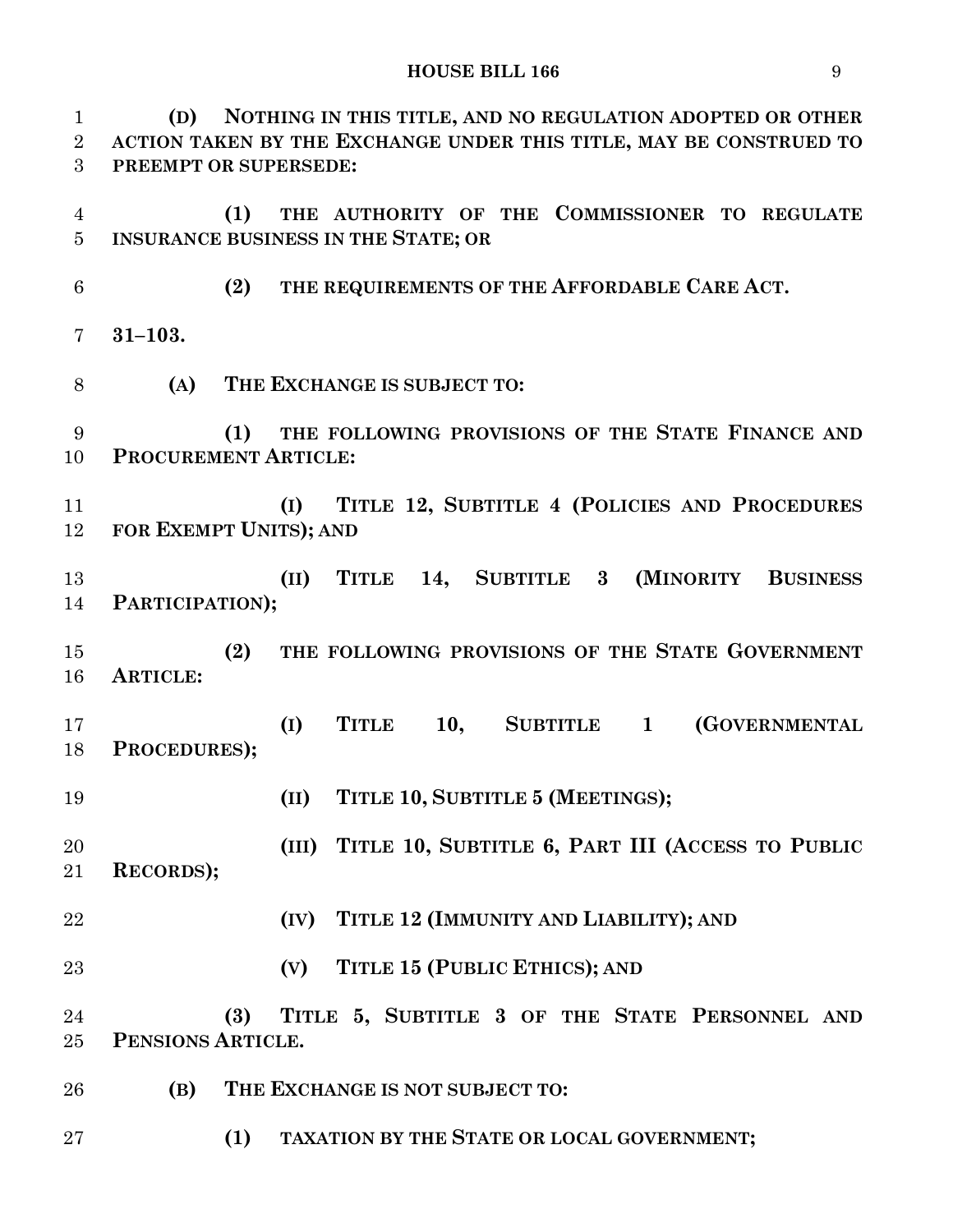**(D) NOTHING IN THIS TITLE, AND NO REGULATION ADOPTED OR OTHER ACTION TAKEN BY THE EXCHANGE UNDER THIS TITLE, MAY BE CONSTRUED TO PREEMPT OR SUPERSEDE:**

**(1) THE AUTHORITY OF THE COMMISSIONER TO REGULATE INSURANCE BUSINESS IN THE STATE; OR**

**(2) THE REQUIREMENTS OF THE AFFORDABLE CARE ACT.**

**31–103.**

**(A) THE EXCHANGE IS SUBJECT TO:**

**(1) THE FOLLOWING PROVISIONS OF THE STATE FINANCE AND PROCUREMENT ARTICLE:**

**(I) TITLE 12, SUBTITLE 4 (POLICIES AND PROCEDURES FOR EXEMPT UNITS); AND**

**(II) TITLE 14, SUBTITLE 3 (MINORITY BUSINESS PARTICIPATION);**

**(2) THE FOLLOWING PROVISIONS OF THE STATE GOVERNMENT ARTICLE:**

**(I) TITLE 10, SUBTITLE 1 (GOVERNMENTAL PROCEDURES);**

**(II) TITLE 10, SUBTITLE 5 (MEETINGS);**

**(III) TITLE 10, SUBTITLE 6, PART III (ACCESS TO PUBLIC RECORDS);**

**(IV) TITLE 12 (IMMUNITY AND LIABILITY); AND**

**(V) TITLE 15 (PUBLIC ETHICS); AND**

**(3) TITLE 5, SUBTITLE 3 OF THE STATE PERSONNEL AND PENSIONS ARTICLE.**

**(B) THE EXCHANGE IS NOT SUBJECT TO:**

**(1) TAXATION BY THE STATE OR LOCAL GOVERNMENT;**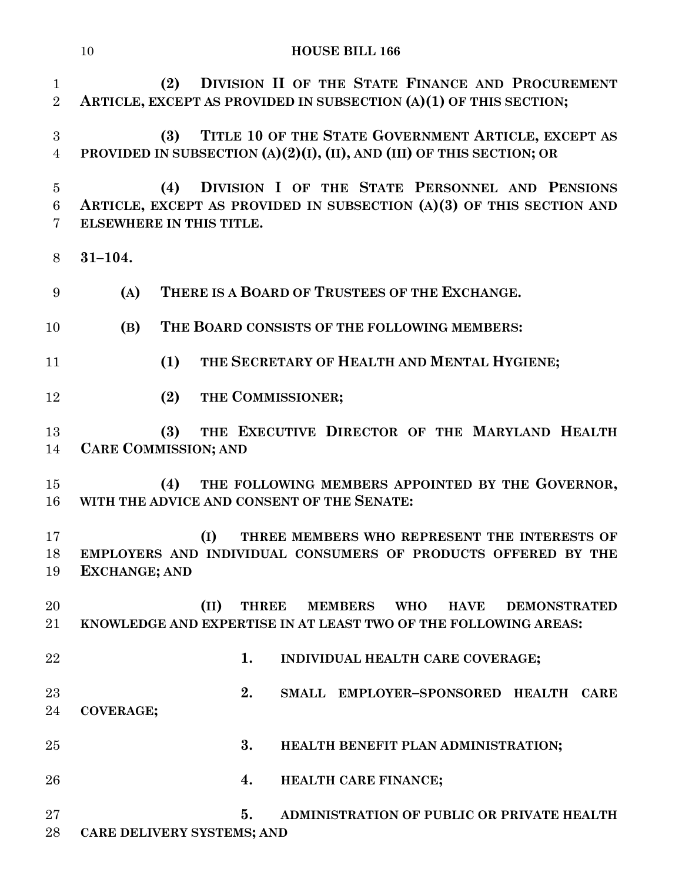**(2) DIVISION II OF THE STATE FINANCE AND PROCUREMENT ARTICLE, EXCEPT AS PROVIDED IN SUBSECTION (A)(1) OF THIS SECTION;**

**(3) TITLE 10 OF THE STATE GOVERNMENT ARTICLE, EXCEPT AS PROVIDED IN SUBSECTION (A)(2)(I), (II), AND (III) OF THIS SECTION; OR**

**(4) DIVISION I OF THE STATE PERSONNEL AND PENSIONS ARTICLE, EXCEPT AS PROVIDED IN SUBSECTION (A)(3) OF THIS SECTION AND ELSEWHERE IN THIS TITLE.**

**31–104.**

**(A) THERE IS A BOARD OF TRUSTEES OF THE EXCHANGE.**

**(B) THE BOARD CONSISTS OF THE FOLLOWING MEMBERS:**

**(1) THE SECRETARY OF HEALTH AND MENTAL HYGIENE;**

**(2) THE COMMISSIONER;**

**(3) THE EXECUTIVE DIRECTOR OF THE MARYLAND HEALTH CARE COMMISSION; AND**

**(4) THE FOLLOWING MEMBERS APPOINTED BY THE GOVERNOR, WITH THE ADVICE AND CONSENT OF THE SENATE:**

**(I) THREE MEMBERS WHO REPRESENT THE INTERESTS OF EMPLOYERS AND INDIVIDUAL CONSUMERS OF PRODUCTS OFFERED BY THE EXCHANGE; AND**

**(II) THREE MEMBERS WHO HAVE DEMONSTRATED KNOWLEDGE AND EXPERTISE IN AT LEAST TWO OF THE FOLLOWING AREAS:**

**1. INDIVIDUAL HEALTH CARE COVERAGE;**

**2. SMALL EMPLOYER–SPONSORED HEALTH CARE COVERAGE;**

**3. HEALTH BENEFIT PLAN ADMINISTRATION;**

**4. HEALTH CARE FINANCE;**

**5. ADMINISTRATION OF PUBLIC OR PRIVATE HEALTH CARE DELIVERY SYSTEMS; AND**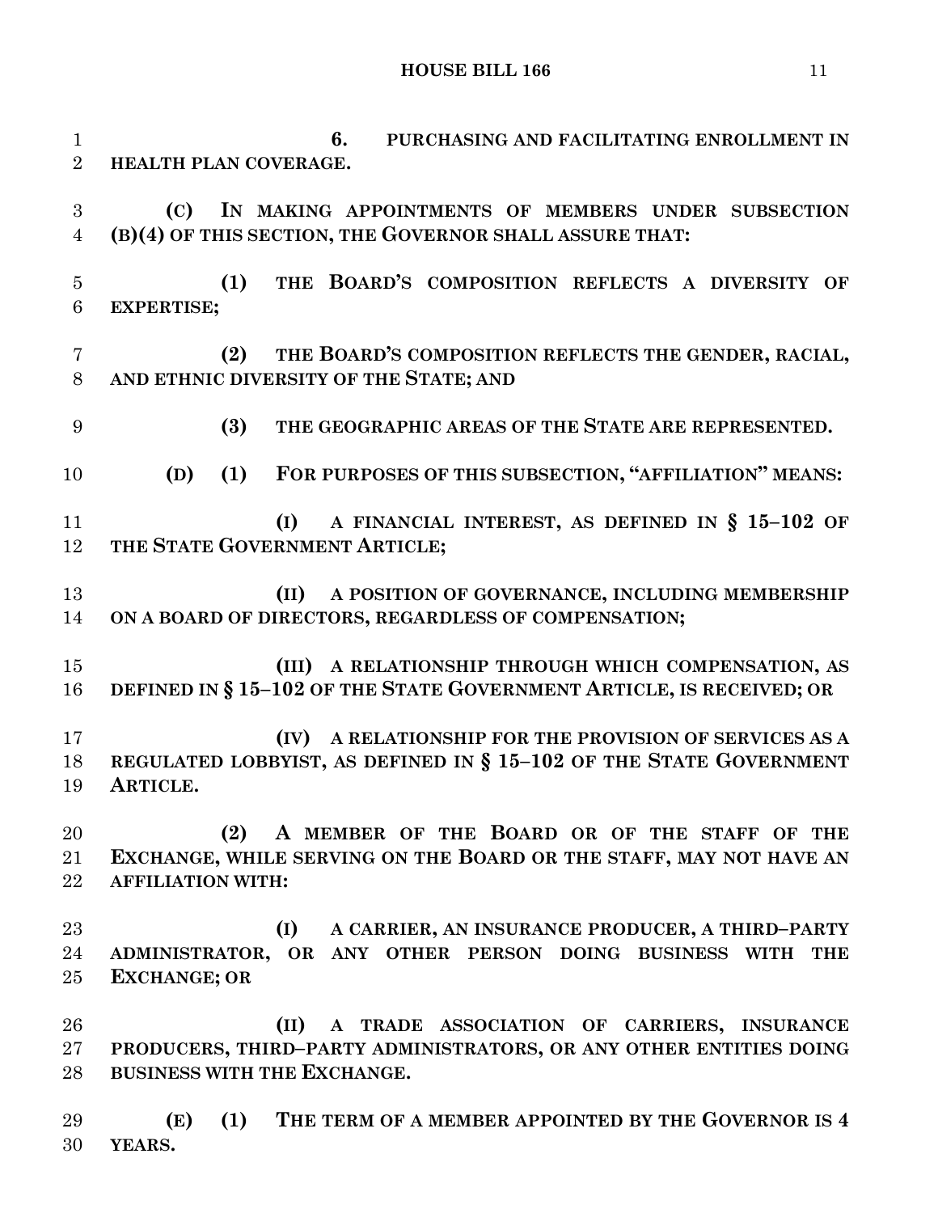**6. PURCHASING AND FACILITATING ENROLLMENT IN HEALTH PLAN COVERAGE.**

**(C) IN MAKING APPOINTMENTS OF MEMBERS UNDER SUBSECTION (B)(4) OF THIS SECTION, THE GOVERNOR SHALL ASSURE THAT:**

**(1) THE BOARD'S COMPOSITION REFLECTS A DIVERSITY OF EXPERTISE;**

**(2) THE BOARD'S COMPOSITION REFLECTS THE GENDER, RACIAL, AND ETHNIC DIVERSITY OF THE STATE; AND**

**(3) THE GEOGRAPHIC AREAS OF THE STATE ARE REPRESENTED.**

**(D) (1) FOR PURPOSES OF THIS SUBSECTION, "AFFILIATION" MEANS:**

**(I) A FINANCIAL INTEREST, AS DEFINED IN § 15–102 OF THE STATE GOVERNMENT ARTICLE;**

**(II) A POSITION OF GOVERNANCE, INCLUDING MEMBERSHIP ON A BOARD OF DIRECTORS, REGARDLESS OF COMPENSATION;**

**(III) A RELATIONSHIP THROUGH WHICH COMPENSATION, AS DEFINED IN § 15–102 OF THE STATE GOVERNMENT ARTICLE, IS RECEIVED; OR**

**(IV) A RELATIONSHIP FOR THE PROVISION OF SERVICES AS A REGULATED LOBBYIST, AS DEFINED IN § 15–102 OF THE STATE GOVERNMENT ARTICLE.**

**(2) A MEMBER OF THE BOARD OR OF THE STAFF OF THE EXCHANGE, WHILE SERVING ON THE BOARD OR THE STAFF, MAY NOT HAVE AN AFFILIATION WITH:**

**(I) A CARRIER, AN INSURANCE PRODUCER, A THIRD–PARTY ADMINISTRATOR, OR ANY OTHER PERSON DOING BUSINESS WITH THE EXCHANGE; OR**

**(II) A TRADE ASSOCIATION OF CARRIERS, INSURANCE PRODUCERS, THIRD–PARTY ADMINISTRATORS, OR ANY OTHER ENTITIES DOING BUSINESS WITH THE EXCHANGE.**

**(E) (1) THE TERM OF A MEMBER APPOINTED BY THE GOVERNOR IS 4 YEARS.**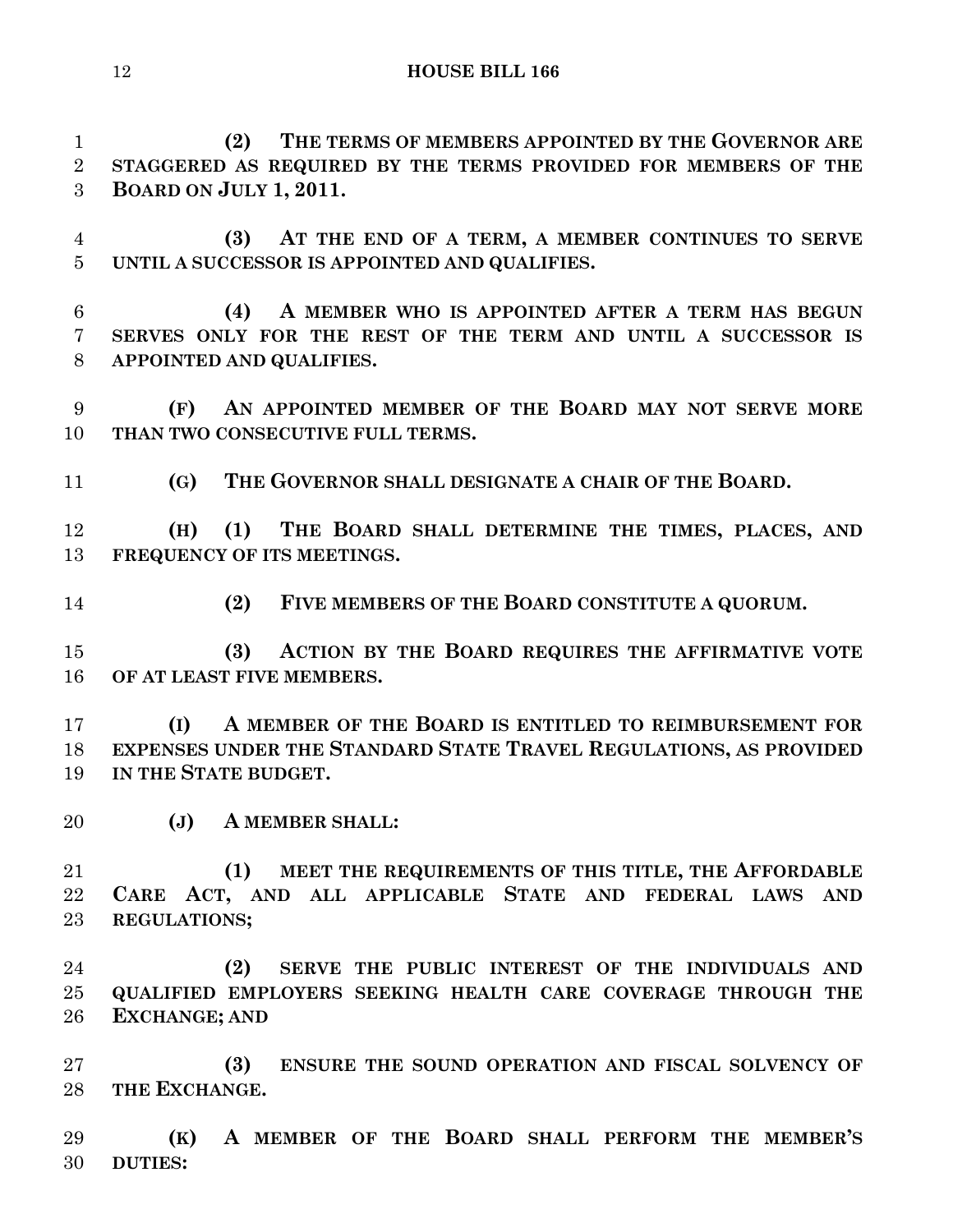**(2) THE TERMS OF MEMBERS APPOINTED BY THE GOVERNOR ARE STAGGERED AS REQUIRED BY THE TERMS PROVIDED FOR MEMBERS OF THE BOARD ON JULY 1, 2011.**

**(3) AT THE END OF A TERM, A MEMBER CONTINUES TO SERVE UNTIL A SUCCESSOR IS APPOINTED AND QUALIFIES.**

**(4) A MEMBER WHO IS APPOINTED AFTER A TERM HAS BEGUN SERVES ONLY FOR THE REST OF THE TERM AND UNTIL A SUCCESSOR IS APPOINTED AND QUALIFIES.**

**(F) AN APPOINTED MEMBER OF THE BOARD MAY NOT SERVE MORE THAN TWO CONSECUTIVE FULL TERMS.**

**(G) THE GOVERNOR SHALL DESIGNATE A CHAIR OF THE BOARD.**

**(H) (1) THE BOARD SHALL DETERMINE THE TIMES, PLACES, AND FREQUENCY OF ITS MEETINGS.**

**(2) FIVE MEMBERS OF THE BOARD CONSTITUTE A QUORUM.**

**(3) ACTION BY THE BOARD REQUIRES THE AFFIRMATIVE VOTE OF AT LEAST FIVE MEMBERS.**

**(I) A MEMBER OF THE BOARD IS ENTITLED TO REIMBURSEMENT FOR EXPENSES UNDER THE STANDARD STATE TRAVEL REGULATIONS, AS PROVIDED IN THE STATE BUDGET.**

**(J) A MEMBER SHALL:**

**(1) MEET THE REQUIREMENTS OF THIS TITLE, THE AFFORDABLE CARE ACT, AND ALL APPLICABLE STATE AND FEDERAL LAWS AND REGULATIONS;**

**(2) SERVE THE PUBLIC INTEREST OF THE INDIVIDUALS AND QUALIFIED EMPLOYERS SEEKING HEALTH CARE COVERAGE THROUGH THE EXCHANGE; AND**

**(3) ENSURE THE SOUND OPERATION AND FISCAL SOLVENCY OF THE EXCHANGE.**

**(K) A MEMBER OF THE BOARD SHALL PERFORM THE MEMBER'S DUTIES:**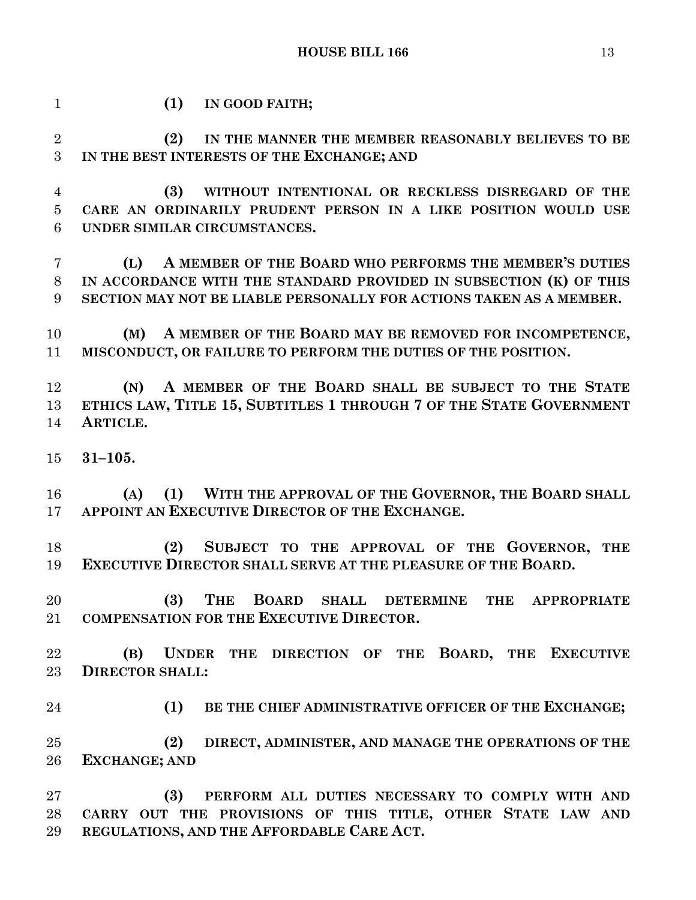**(1) IN GOOD FAITH;**

**(2) IN THE MANNER THE MEMBER REASONABLY BELIEVES TO BE IN THE BEST INTERESTS OF THE EXCHANGE; AND**

**(3) WITHOUT INTENTIONAL OR RECKLESS DISREGARD OF THE CARE AN ORDINARILY PRUDENT PERSON IN A LIKE POSITION WOULD USE UNDER SIMILAR CIRCUMSTANCES.**

**(L) A MEMBER OF THE BOARD WHO PERFORMS THE MEMBER'S DUTIES IN ACCORDANCE WITH THE STANDARD PROVIDED IN SUBSECTION (K) OF THIS SECTION MAY NOT BE LIABLE PERSONALLY FOR ACTIONS TAKEN AS A MEMBER.**

**(M) A MEMBER OF THE BOARD MAY BE REMOVED FOR INCOMPETENCE, MISCONDUCT, OR FAILURE TO PERFORM THE DUTIES OF THE POSITION.**

**(N) A MEMBER OF THE BOARD SHALL BE SUBJECT TO THE STATE ETHICS LAW, TITLE 15, SUBTITLES 1 THROUGH 7 OF THE STATE GOVERNMENT ARTICLE.**

**31–105.**

**(A) (1) WITH THE APPROVAL OF THE GOVERNOR, THE BOARD SHALL APPOINT AN EXECUTIVE DIRECTOR OF THE EXCHANGE.**

**(2) SUBJECT TO THE APPROVAL OF THE GOVERNOR, THE EXECUTIVE DIRECTOR SHALL SERVE AT THE PLEASURE OF THE BOARD.**

**(3) THE BOARD SHALL DETERMINE THE APPROPRIATE COMPENSATION FOR THE EXECUTIVE DIRECTOR.**

**(B) UNDER THE DIRECTION OF THE BOARD, THE EXECUTIVE DIRECTOR SHALL:**

**(1) BE THE CHIEF ADMINISTRATIVE OFFICER OF THE EXCHANGE;**

**(2) DIRECT, ADMINISTER, AND MANAGE THE OPERATIONS OF THE EXCHANGE; AND**

**(3) PERFORM ALL DUTIES NECESSARY TO COMPLY WITH AND CARRY OUT THE PROVISIONS OF THIS TITLE, OTHER STATE LAW AND REGULATIONS, AND THE AFFORDABLE CARE ACT.**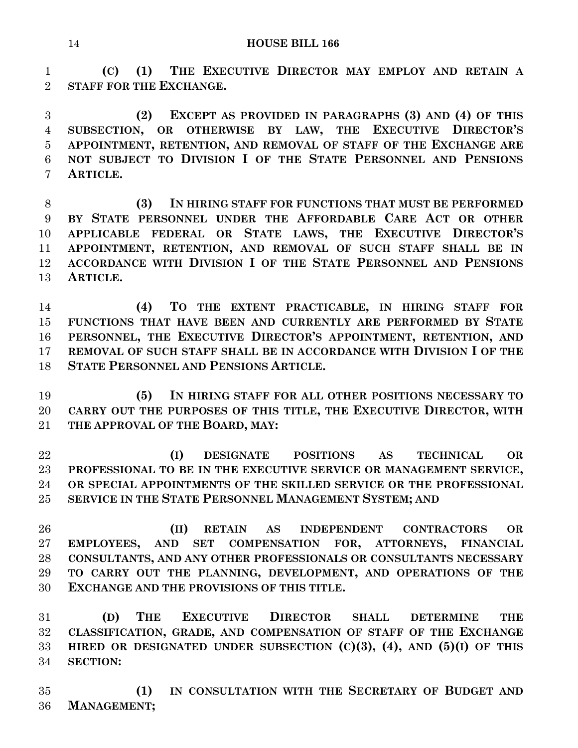**(C) (1) THE EXECUTIVE DIRECTOR MAY EMPLOY AND RETAIN A STAFF FOR THE EXCHANGE.**

**(2) EXCEPT AS PROVIDED IN PARAGRAPHS (3) AND (4) OF THIS SUBSECTION, OR OTHERWISE BY LAW, THE EXECUTIVE DIRECTOR'S APPOINTMENT, RETENTION, AND REMOVAL OF STAFF OF THE EXCHANGE ARE NOT SUBJECT TO DIVISION I OF THE STATE PERSONNEL AND PENSIONS ARTICLE.**

**(3) IN HIRING STAFF FOR FUNCTIONS THAT MUST BE PERFORMED BY STATE PERSONNEL UNDER THE AFFORDABLE CARE ACT OR OTHER APPLICABLE FEDERAL OR STATE LAWS, THE EXECUTIVE DIRECTOR'S APPOINTMENT, RETENTION, AND REMOVAL OF SUCH STAFF SHALL BE IN ACCORDANCE WITH DIVISION I OF THE STATE PERSONNEL AND PENSIONS ARTICLE.**

**(4) TO THE EXTENT PRACTICABLE, IN HIRING STAFF FOR FUNCTIONS THAT HAVE BEEN AND CURRENTLY ARE PERFORMED BY STATE PERSONNEL, THE EXECUTIVE DIRECTOR'S APPOINTMENT, RETENTION, AND REMOVAL OF SUCH STAFF SHALL BE IN ACCORDANCE WITH DIVISION I OF THE STATE PERSONNEL AND PENSIONS ARTICLE.**

**(5) IN HIRING STAFF FOR ALL OTHER POSITIONS NECESSARY TO CARRY OUT THE PURPOSES OF THIS TITLE, THE EXECUTIVE DIRECTOR, WITH THE APPROVAL OF THE BOARD, MAY:**

**(I) DESIGNATE POSITIONS AS TECHNICAL OR PROFESSIONAL TO BE IN THE EXECUTIVE SERVICE OR MANAGEMENT SERVICE, OR SPECIAL APPOINTMENTS OF THE SKILLED SERVICE OR THE PROFESSIONAL SERVICE IN THE STATE PERSONNEL MANAGEMENT SYSTEM; AND**

**(II) RETAIN AS INDEPENDENT CONTRACTORS OR EMPLOYEES, AND SET COMPENSATION FOR, ATTORNEYS, FINANCIAL CONSULTANTS, AND ANY OTHER PROFESSIONALS OR CONSULTANTS NECESSARY TO CARRY OUT THE PLANNING, DEVELOPMENT, AND OPERATIONS OF THE EXCHANGE AND THE PROVISIONS OF THIS TITLE.**

**(D) THE EXECUTIVE DIRECTOR SHALL DETERMINE THE CLASSIFICATION, GRADE, AND COMPENSATION OF STAFF OF THE EXCHANGE HIRED OR DESIGNATED UNDER SUBSECTION (C)(3), (4), AND (5)(I) OF THIS SECTION:**

**(1) IN CONSULTATION WITH THE SECRETARY OF BUDGET AND MANAGEMENT;**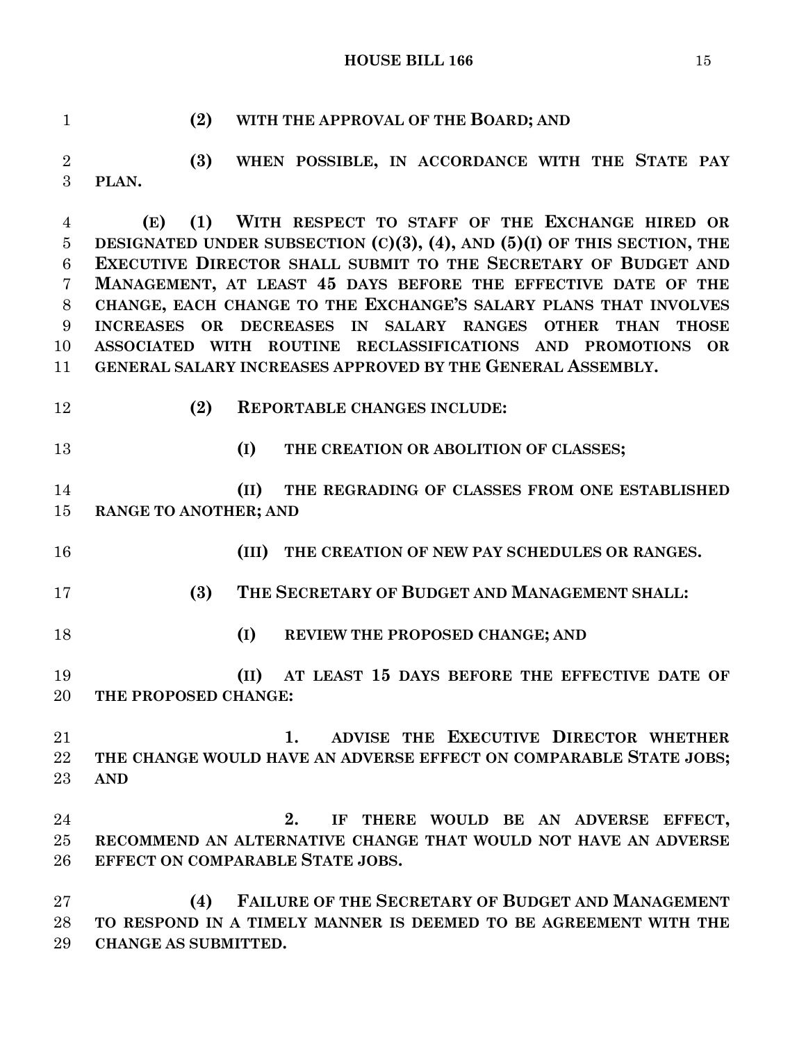**(2) WITH THE APPROVAL OF THE BOARD; AND**

**(3) WHEN POSSIBLE, IN ACCORDANCE WITH THE STATE PAY PLAN.**

**(E) (1) WITH RESPECT TO STAFF OF THE EXCHANGE HIRED OR DESIGNATED UNDER SUBSECTION (C)(3), (4), AND (5)(I) OF THIS SECTION, THE EXECUTIVE DIRECTOR SHALL SUBMIT TO THE SECRETARY OF BUDGET AND MANAGEMENT, AT LEAST 45 DAYS BEFORE THE EFFECTIVE DATE OF THE CHANGE, EACH CHANGE TO THE EXCHANGE'S SALARY PLANS THAT INVOLVES INCREASES OR DECREASES IN SALARY RANGES OTHER THAN THOSE ASSOCIATED WITH ROUTINE RECLASSIFICATIONS AND PROMOTIONS OR GENERAL SALARY INCREASES APPROVED BY THE GENERAL ASSEMBLY.**

**(2) REPORTABLE CHANGES INCLUDE:**

**(I) THE CREATION OR ABOLITION OF CLASSES;**

**(II) THE REGRADING OF CLASSES FROM ONE ESTABLISHED RANGE TO ANOTHER; AND**

**(III) THE CREATION OF NEW PAY SCHEDULES OR RANGES.**

**(3) THE SECRETARY OF BUDGET AND MANAGEMENT SHALL:**

**(I) REVIEW THE PROPOSED CHANGE; AND**

**(II) AT LEAST 15 DAYS BEFORE THE EFFECTIVE DATE OF THE PROPOSED CHANGE:**

**1. ADVISE THE EXECUTIVE DIRECTOR WHETHER THE CHANGE WOULD HAVE AN ADVERSE EFFECT ON COMPARABLE STATE JOBS; AND**

**2. IF THERE WOULD BE AN ADVERSE EFFECT, RECOMMEND AN ALTERNATIVE CHANGE THAT WOULD NOT HAVE AN ADVERSE EFFECT ON COMPARABLE STATE JOBS.**

**(4) FAILURE OF THE SECRETARY OF BUDGET AND MANAGEMENT TO RESPOND IN A TIMELY MANNER IS DEEMED TO BE AGREEMENT WITH THE CHANGE AS SUBMITTED.**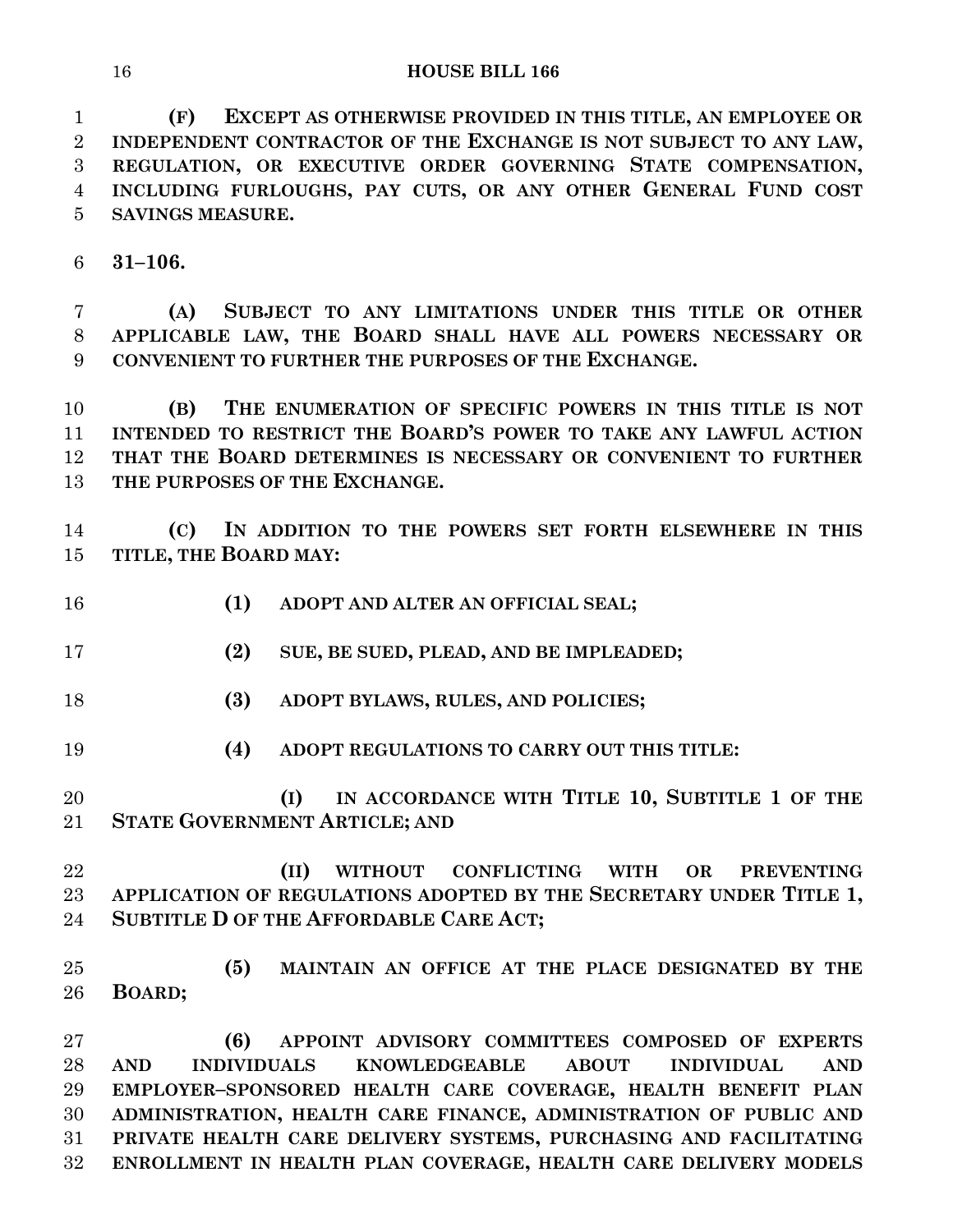**(F) EXCEPT AS OTHERWISE PROVIDED IN THIS TITLE, AN EMPLOYEE OR INDEPENDENT CONTRACTOR OF THE EXCHANGE IS NOT SUBJECT TO ANY LAW, REGULATION, OR EXECUTIVE ORDER GOVERNING STATE COMPENSATION, INCLUDING FURLOUGHS, PAY CUTS, OR ANY OTHER GENERAL FUND COST SAVINGS MEASURE.**

**31–106.**

**(A) SUBJECT TO ANY LIMITATIONS UNDER THIS TITLE OR OTHER APPLICABLE LAW, THE BOARD SHALL HAVE ALL POWERS NECESSARY OR CONVENIENT TO FURTHER THE PURPOSES OF THE EXCHANGE.**

**(B) THE ENUMERATION OF SPECIFIC POWERS IN THIS TITLE IS NOT INTENDED TO RESTRICT THE BOARD'S POWER TO TAKE ANY LAWFUL ACTION THAT THE BOARD DETERMINES IS NECESSARY OR CONVENIENT TO FURTHER THE PURPOSES OF THE EXCHANGE.**

**(C) IN ADDITION TO THE POWERS SET FORTH ELSEWHERE IN THIS TITLE, THE BOARD MAY:**

**(1) ADOPT AND ALTER AN OFFICIAL SEAL;**

**(2) SUE, BE SUED, PLEAD, AND BE IMPLEADED;**

**(3) ADOPT BYLAWS, RULES, AND POLICIES;**

**(4) ADOPT REGULATIONS TO CARRY OUT THIS TITLE:**

**(I) IN ACCORDANCE WITH TITLE 10, SUBTITLE 1 OF THE STATE GOVERNMENT ARTICLE; AND**

**(II) WITHOUT CONFLICTING WITH OR PREVENTING APPLICATION OF REGULATIONS ADOPTED BY THE SECRETARY UNDER TITLE 1, SUBTITLE D OF THE AFFORDABLE CARE ACT;**

**(5) MAINTAIN AN OFFICE AT THE PLACE DESIGNATED BY THE BOARD;**

**(6) APPOINT ADVISORY COMMITTEES COMPOSED OF EXPERTS AND INDIVIDUALS KNOWLEDGEABLE ABOUT INDIVIDUAL AND EMPLOYER–SPONSORED HEALTH CARE COVERAGE, HEALTH BENEFIT PLAN ADMINISTRATION, HEALTH CARE FINANCE, ADMINISTRATION OF PUBLIC AND PRIVATE HEALTH CARE DELIVERY SYSTEMS, PURCHASING AND FACILITATING ENROLLMENT IN HEALTH PLAN COVERAGE, HEALTH CARE DELIVERY MODELS**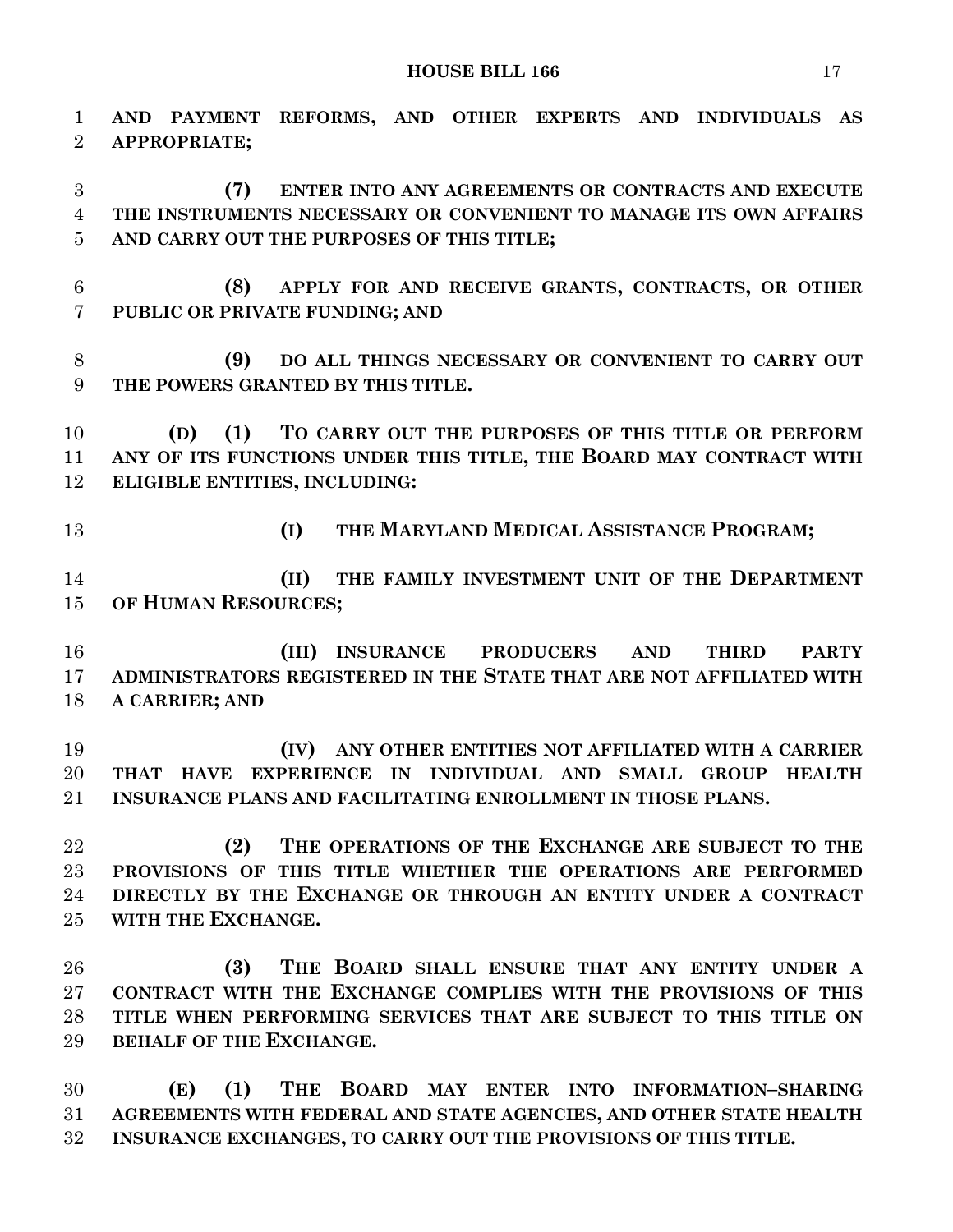**AND PAYMENT REFORMS, AND OTHER EXPERTS AND INDIVIDUALS AS APPROPRIATE;**

**(7) ENTER INTO ANY AGREEMENTS OR CONTRACTS AND EXECUTE THE INSTRUMENTS NECESSARY OR CONVENIENT TO MANAGE ITS OWN AFFAIRS AND CARRY OUT THE PURPOSES OF THIS TITLE;**

**(8) APPLY FOR AND RECEIVE GRANTS, CONTRACTS, OR OTHER PUBLIC OR PRIVATE FUNDING; AND**

**(9) DO ALL THINGS NECESSARY OR CONVENIENT TO CARRY OUT THE POWERS GRANTED BY THIS TITLE.**

**(D) (1) TO CARRY OUT THE PURPOSES OF THIS TITLE OR PERFORM ANY OF ITS FUNCTIONS UNDER THIS TITLE, THE BOARD MAY CONTRACT WITH ELIGIBLE ENTITIES, INCLUDING:**

**(I) THE MARYLAND MEDICAL ASSISTANCE PROGRAM;**

**(II) THE FAMILY INVESTMENT UNIT OF THE DEPARTMENT OF HUMAN RESOURCES;**

**(III) INSURANCE PRODUCERS AND THIRD PARTY ADMINISTRATORS REGISTERED IN THE STATE THAT ARE NOT AFFILIATED WITH A CARRIER; AND**

**(IV) ANY OTHER ENTITIES NOT AFFILIATED WITH A CARRIER THAT HAVE EXPERIENCE IN INDIVIDUAL AND SMALL GROUP HEALTH INSURANCE PLANS AND FACILITATING ENROLLMENT IN THOSE PLANS.**

**(2) THE OPERATIONS OF THE EXCHANGE ARE SUBJECT TO THE PROVISIONS OF THIS TITLE WHETHER THE OPERATIONS ARE PERFORMED DIRECTLY BY THE EXCHANGE OR THROUGH AN ENTITY UNDER A CONTRACT WITH THE EXCHANGE.**

**(3) THE BOARD SHALL ENSURE THAT ANY ENTITY UNDER A CONTRACT WITH THE EXCHANGE COMPLIES WITH THE PROVISIONS OF THIS TITLE WHEN PERFORMING SERVICES THAT ARE SUBJECT TO THIS TITLE ON BEHALF OF THE EXCHANGE.**

**(E) (1) THE BOARD MAY ENTER INTO INFORMATION–SHARING AGREEMENTS WITH FEDERAL AND STATE AGENCIES, AND OTHER STATE HEALTH INSURANCE EXCHANGES, TO CARRY OUT THE PROVISIONS OF THIS TITLE.**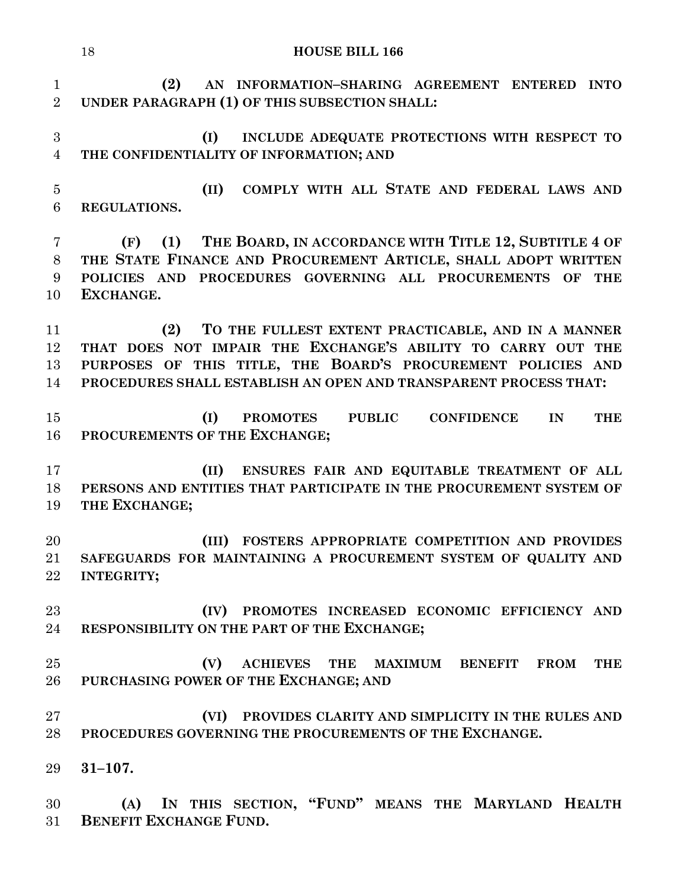**(2) AN INFORMATION–SHARING AGREEMENT ENTERED INTO UNDER PARAGRAPH (1) OF THIS SUBSECTION SHALL:**

**(I) INCLUDE ADEQUATE PROTECTIONS WITH RESPECT TO THE CONFIDENTIALITY OF INFORMATION; AND**

**(II) COMPLY WITH ALL STATE AND FEDERAL LAWS AND REGULATIONS.**

**(F) (1) THE BOARD, IN ACCORDANCE WITH TITLE 12, SUBTITLE 4 OF THE STATE FINANCE AND PROCUREMENT ARTICLE, SHALL ADOPT WRITTEN POLICIES AND PROCEDURES GOVERNING ALL PROCUREMENTS OF THE EXCHANGE.**

**(2) TO THE FULLEST EXTENT PRACTICABLE, AND IN A MANNER THAT DOES NOT IMPAIR THE EXCHANGE'S ABILITY TO CARRY OUT THE PURPOSES OF THIS TITLE, THE BOARD'S PROCUREMENT POLICIES AND PROCEDURES SHALL ESTABLISH AN OPEN AND TRANSPARENT PROCESS THAT:**

**(I) PROMOTES PUBLIC CONFIDENCE IN THE PROCUREMENTS OF THE EXCHANGE;**

**(II) ENSURES FAIR AND EQUITABLE TREATMENT OF ALL PERSONS AND ENTITIES THAT PARTICIPATE IN THE PROCUREMENT SYSTEM OF THE EXCHANGE;**

**(III) FOSTERS APPROPRIATE COMPETITION AND PROVIDES SAFEGUARDS FOR MAINTAINING A PROCUREMENT SYSTEM OF QUALITY AND INTEGRITY;**

**(IV) PROMOTES INCREASED ECONOMIC EFFICIENCY AND RESPONSIBILITY ON THE PART OF THE EXCHANGE;**

**(V) ACHIEVES THE MAXIMUM BENEFIT FROM THE PURCHASING POWER OF THE EXCHANGE; AND**

**(VI) PROVIDES CLARITY AND SIMPLICITY IN THE RULES AND PROCEDURES GOVERNING THE PROCUREMENTS OF THE EXCHANGE.**

**31–107.**

**(A) IN THIS SECTION, "FUND" MEANS THE MARYLAND HEALTH BENEFIT EXCHANGE FUND.**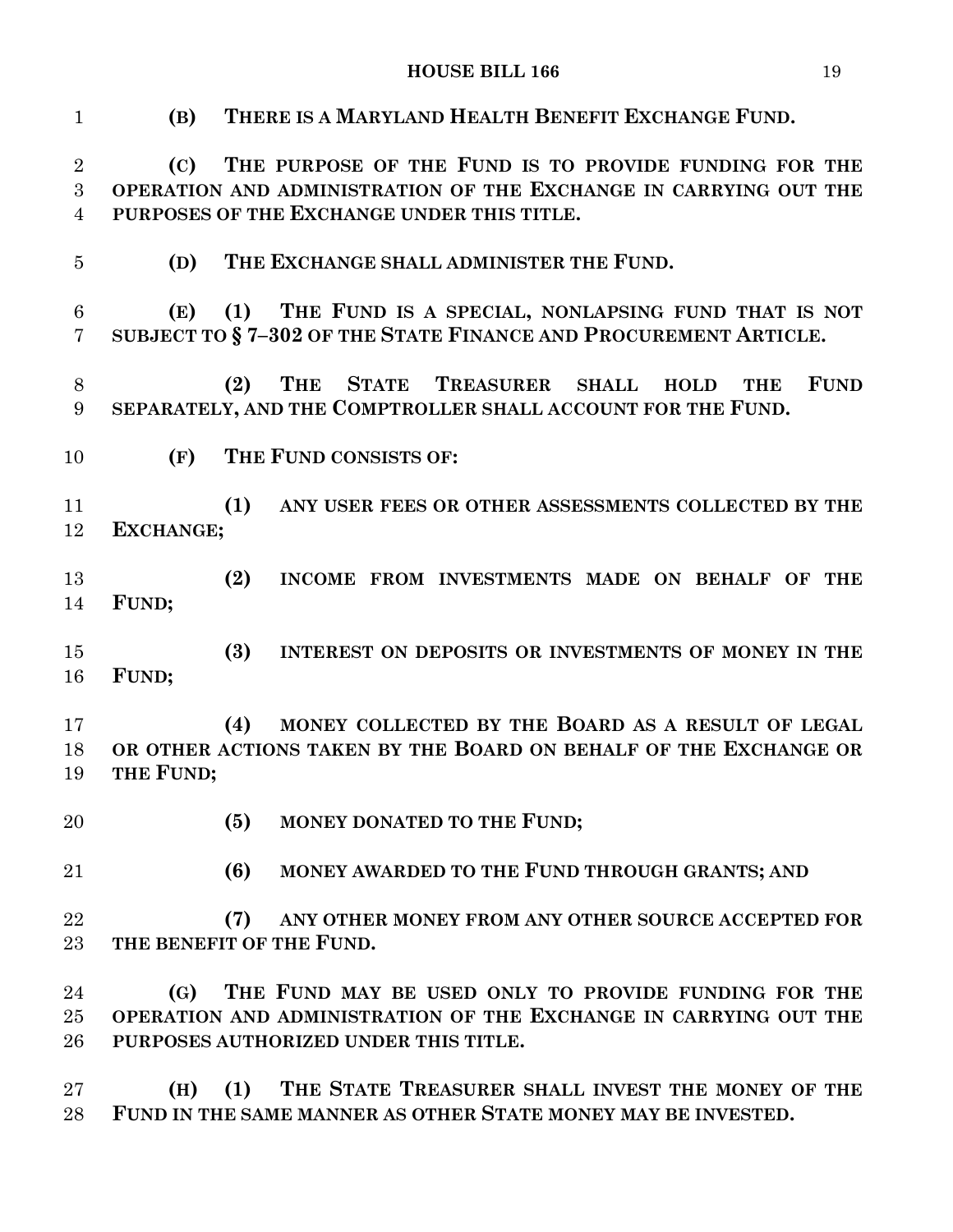**(B) THERE IS A MARYLAND HEALTH BENEFIT EXCHANGE FUND.**

**(C) THE PURPOSE OF THE FUND IS TO PROVIDE FUNDING FOR THE OPERATION AND ADMINISTRATION OF THE EXCHANGE IN CARRYING OUT THE PURPOSES OF THE EXCHANGE UNDER THIS TITLE.**

**(D) THE EXCHANGE SHALL ADMINISTER THE FUND.**

**(E) (1) THE FUND IS A SPECIAL, NONLAPSING FUND THAT IS NOT SUBJECT TO § 7–302 OF THE STATE FINANCE AND PROCUREMENT ARTICLE.**

**(2) THE STATE TREASURER SHALL HOLD THE FUND SEPARATELY, AND THE COMPTROLLER SHALL ACCOUNT FOR THE FUND.**

**(F) THE FUND CONSISTS OF:**

**(1) ANY USER FEES OR OTHER ASSESSMENTS COLLECTED BY THE EXCHANGE;**

**(2) INCOME FROM INVESTMENTS MADE ON BEHALF OF THE FUND;**

**(3) INTEREST ON DEPOSITS OR INVESTMENTS OF MONEY IN THE FUND;**

**(4) MONEY COLLECTED BY THE BOARD AS A RESULT OF LEGAL OR OTHER ACTIONS TAKEN BY THE BOARD ON BEHALF OF THE EXCHANGE OR THE FUND;**

**(5) MONEY DONATED TO THE FUND;**

**(6) MONEY AWARDED TO THE FUND THROUGH GRANTS; AND**

**(7) ANY OTHER MONEY FROM ANY OTHER SOURCE ACCEPTED FOR THE BENEFIT OF THE FUND.**

**(G) THE FUND MAY BE USED ONLY TO PROVIDE FUNDING FOR THE OPERATION AND ADMINISTRATION OF THE EXCHANGE IN CARRYING OUT THE PURPOSES AUTHORIZED UNDER THIS TITLE.**

**(H) (1) THE STATE TREASURER SHALL INVEST THE MONEY OF THE FUND IN THE SAME MANNER AS OTHER STATE MONEY MAY BE INVESTED.**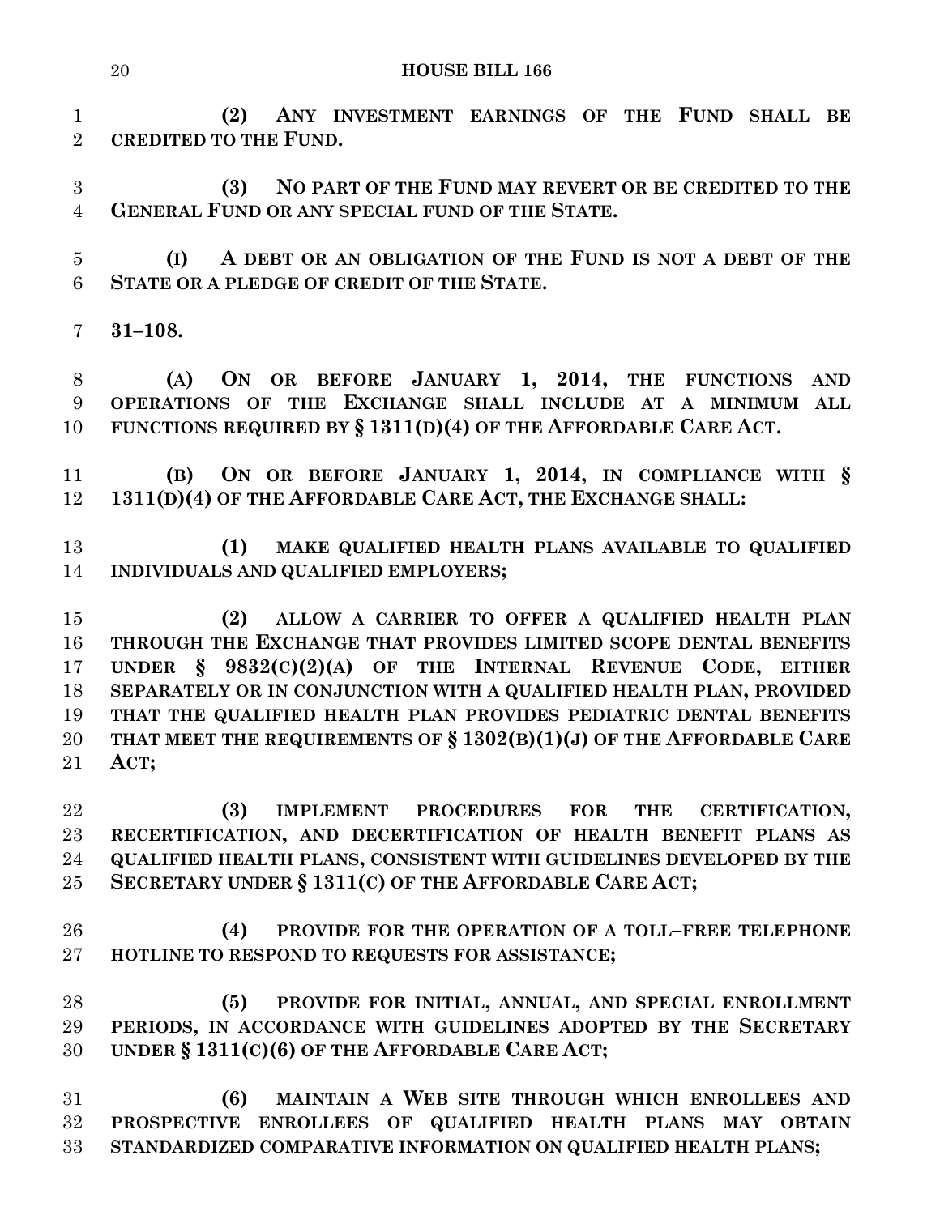**(2) ANY INVESTMENT EARNINGS OF THE FUND SHALL BE CREDITED TO THE FUND.**

**(3) NO PART OF THE FUND MAY REVERT OR BE CREDITED TO THE GENERAL FUND OR ANY SPECIAL FUND OF THE STATE.**

**(I) A DEBT OR AN OBLIGATION OF THE FUND IS NOT A DEBT OF THE STATE OR A PLEDGE OF CREDIT OF THE STATE.**

**31–108.**

**(A) ON OR BEFORE JANUARY 1, 2014, THE FUNCTIONS AND OPERATIONS OF THE EXCHANGE SHALL INCLUDE AT A MINIMUM ALL FUNCTIONS REQUIRED BY § 1311(D)(4) OF THE AFFORDABLE CARE ACT.**

**(B) ON OR BEFORE JANUARY 1, 2014, IN COMPLIANCE WITH § 1311(D)(4) OF THE AFFORDABLE CARE ACT, THE EXCHANGE SHALL:**

**(1) MAKE QUALIFIED HEALTH PLANS AVAILABLE TO QUALIFIED INDIVIDUALS AND QUALIFIED EMPLOYERS;**

**(2) ALLOW A CARRIER TO OFFER A QUALIFIED HEALTH PLAN THROUGH THE EXCHANGE THAT PROVIDES LIMITED SCOPE DENTAL BENEFITS UNDER § 9832(C)(2)(A) OF THE INTERNAL REVENUE CODE, EITHER SEPARATELY OR IN CONJUNCTION WITH A QUALIFIED HEALTH PLAN, PROVIDED THAT THE QUALIFIED HEALTH PLAN PROVIDES PEDIATRIC DENTAL BENEFITS THAT MEET THE REQUIREMENTS OF § 1302(B)(1)(J) OF THE AFFORDABLE CARE ACT;**

**(3) IMPLEMENT PROCEDURES FOR THE CERTIFICATION, RECERTIFICATION, AND DECERTIFICATION OF HEALTH BENEFIT PLANS AS QUALIFIED HEALTH PLANS, CONSISTENT WITH GUIDELINES DEVELOPED BY THE SECRETARY UNDER § 1311(C) OF THE AFFORDABLE CARE ACT;**

**(4) PROVIDE FOR THE OPERATION OF A TOLL–FREE TELEPHONE HOTLINE TO RESPOND TO REQUESTS FOR ASSISTANCE;**

**(5) PROVIDE FOR INITIAL, ANNUAL, AND SPECIAL ENROLLMENT PERIODS, IN ACCORDANCE WITH GUIDELINES ADOPTED BY THE SECRETARY UNDER § 1311(C)(6) OF THE AFFORDABLE CARE ACT;**

**(6) MAINTAIN A WEB SITE THROUGH WHICH ENROLLEES AND PROSPECTIVE ENROLLEES OF QUALIFIED HEALTH PLANS MAY OBTAIN STANDARDIZED COMPARATIVE INFORMATION ON QUALIFIED HEALTH PLANS;**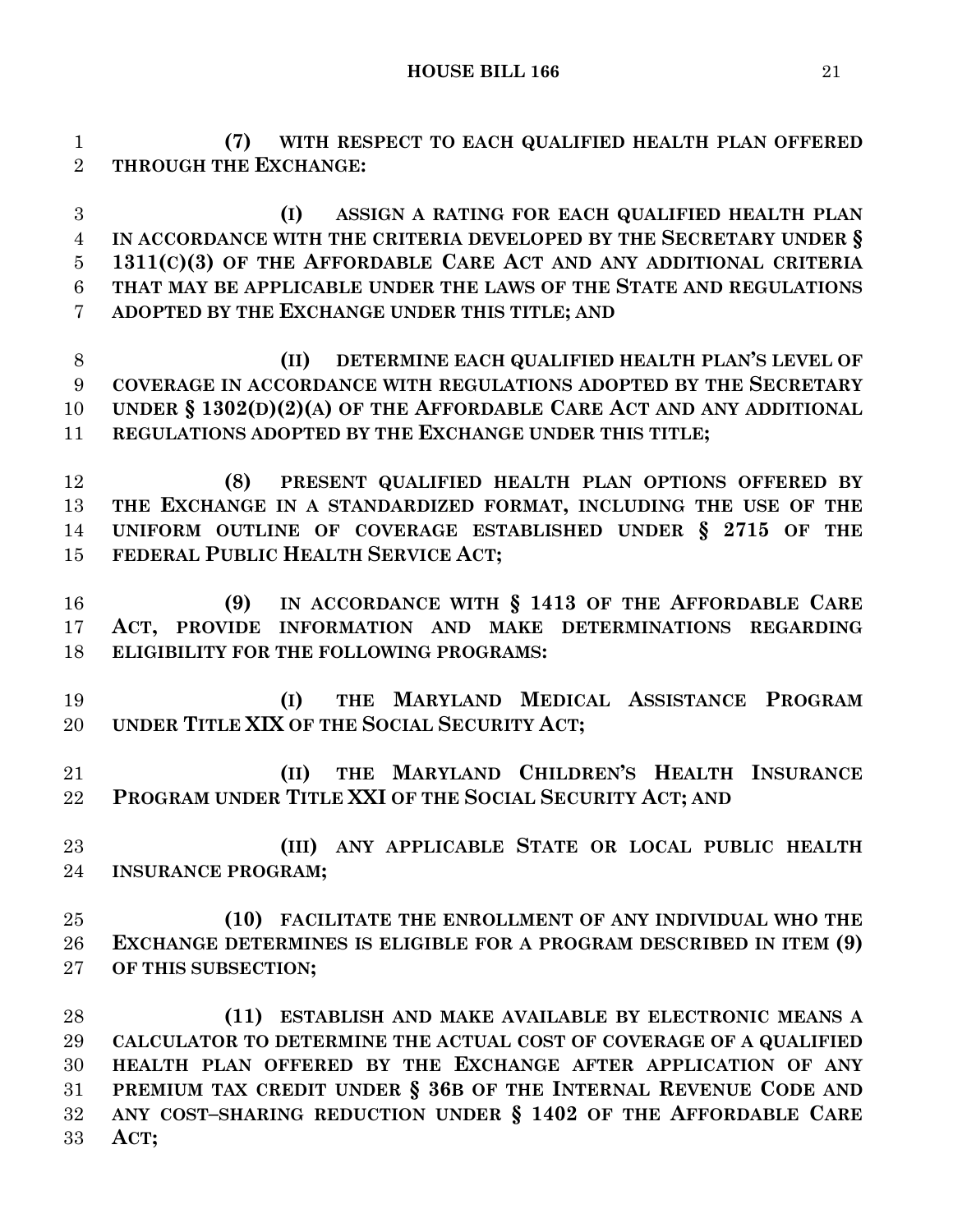**(7) WITH RESPECT TO EACH QUALIFIED HEALTH PLAN OFFERED THROUGH THE EXCHANGE:**

**(I) ASSIGN A RATING FOR EACH QUALIFIED HEALTH PLAN IN ACCORDANCE WITH THE CRITERIA DEVELOPED BY THE SECRETARY UNDER § 1311(C)(3) OF THE AFFORDABLE CARE ACT AND ANY ADDITIONAL CRITERIA THAT MAY BE APPLICABLE UNDER THE LAWS OF THE STATE AND REGULATIONS ADOPTED BY THE EXCHANGE UNDER THIS TITLE; AND**

**(II) DETERMINE EACH QUALIFIED HEALTH PLAN'S LEVEL OF COVERAGE IN ACCORDANCE WITH REGULATIONS ADOPTED BY THE SECRETARY UNDER § 1302(D)(2)(A) OF THE AFFORDABLE CARE ACT AND ANY ADDITIONAL REGULATIONS ADOPTED BY THE EXCHANGE UNDER THIS TITLE;**

**(8) PRESENT QUALIFIED HEALTH PLAN OPTIONS OFFERED BY THE EXCHANGE IN A STANDARDIZED FORMAT, INCLUDING THE USE OF THE UNIFORM OUTLINE OF COVERAGE ESTABLISHED UNDER § 2715 OF THE FEDERAL PUBLIC HEALTH SERVICE ACT;**

**(9) IN ACCORDANCE WITH § 1413 OF THE AFFORDABLE CARE ACT, PROVIDE INFORMATION AND MAKE DETERMINATIONS REGARDING ELIGIBILITY FOR THE FOLLOWING PROGRAMS:**

**(I) THE MARYLAND MEDICAL ASSISTANCE PROGRAM UNDER TITLE XIX OF THE SOCIAL SECURITY ACT;**

**(II) THE MARYLAND CHILDREN'S HEALTH INSURANCE PROGRAM UNDER TITLE XXI OF THE SOCIAL SECURITY ACT; AND**

**(III) ANY APPLICABLE STATE OR LOCAL PUBLIC HEALTH INSURANCE PROGRAM;**

**(10) FACILITATE THE ENROLLMENT OF ANY INDIVIDUAL WHO THE EXCHANGE DETERMINES IS ELIGIBLE FOR A PROGRAM DESCRIBED IN ITEM (9) OF THIS SUBSECTION;**

**(11) ESTABLISH AND MAKE AVAILABLE BY ELECTRONIC MEANS A CALCULATOR TO DETERMINE THE ACTUAL COST OF COVERAGE OF A QUALIFIED HEALTH PLAN OFFERED BY THE EXCHANGE AFTER APPLICATION OF ANY PREMIUM TAX CREDIT UNDER § 36B OF THE INTERNAL REVENUE CODE AND ANY COST–SHARING REDUCTION UNDER § 1402 OF THE AFFORDABLE CARE ACT;**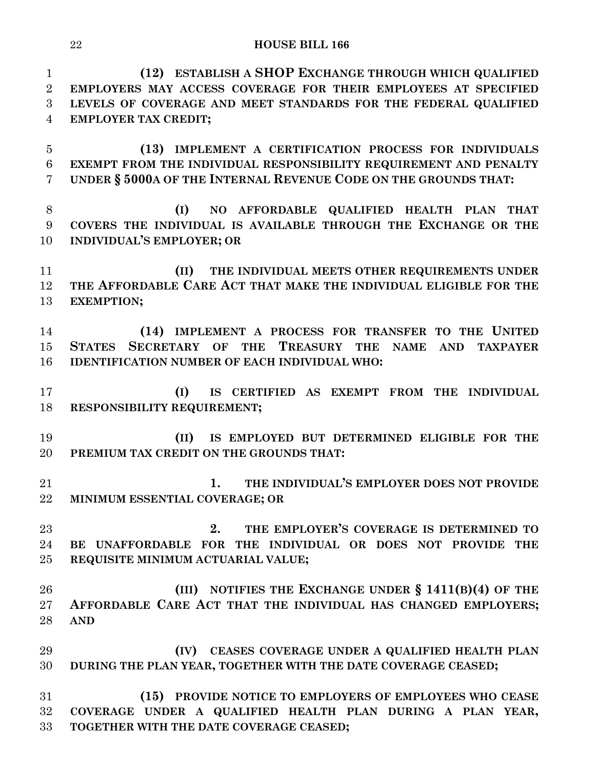**(12) ESTABLISH A SHOP EXCHANGE THROUGH WHICH QUALIFIED EMPLOYERS MAY ACCESS COVERAGE FOR THEIR EMPLOYEES AT SPECIFIED LEVELS OF COVERAGE AND MEET STANDARDS FOR THE FEDERAL QUALIFIED EMPLOYER TAX CREDIT;**

**(13) IMPLEMENT A CERTIFICATION PROCESS FOR INDIVIDUALS EXEMPT FROM THE INDIVIDUAL RESPONSIBILITY REQUIREMENT AND PENALTY UNDER § 5000A OF THE INTERNAL REVENUE CODE ON THE GROUNDS THAT:**

**(I) NO AFFORDABLE QUALIFIED HEALTH PLAN THAT COVERS THE INDIVIDUAL IS AVAILABLE THROUGH THE EXCHANGE OR THE INDIVIDUAL'S EMPLOYER; OR**

**(II) THE INDIVIDUAL MEETS OTHER REQUIREMENTS UNDER THE AFFORDABLE CARE ACT THAT MAKE THE INDIVIDUAL ELIGIBLE FOR THE EXEMPTION;**

**(14) IMPLEMENT A PROCESS FOR TRANSFER TO THE UNITED STATES SECRETARY OF THE TREASURY THE NAME AND TAXPAYER IDENTIFICATION NUMBER OF EACH INDIVIDUAL WHO:**

**(I) IS CERTIFIED AS EXEMPT FROM THE INDIVIDUAL RESPONSIBILITY REQUIREMENT;**

**(II) IS EMPLOYED BUT DETERMINED ELIGIBLE FOR THE PREMIUM TAX CREDIT ON THE GROUNDS THAT:**

**1. THE INDIVIDUAL'S EMPLOYER DOES NOT PROVIDE MINIMUM ESSENTIAL COVERAGE; OR**

**2. THE EMPLOYER'S COVERAGE IS DETERMINED TO BE UNAFFORDABLE FOR THE INDIVIDUAL OR DOES NOT PROVIDE THE REQUISITE MINIMUM ACTUARIAL VALUE;**

**(III) NOTIFIES THE EXCHANGE UNDER § 1411(B)(4) OF THE AFFORDABLE CARE ACT THAT THE INDIVIDUAL HAS CHANGED EMPLOYERS; AND**

**(IV) CEASES COVERAGE UNDER A QUALIFIED HEALTH PLAN DURING THE PLAN YEAR, TOGETHER WITH THE DATE COVERAGE CEASED;**

**(15) PROVIDE NOTICE TO EMPLOYERS OF EMPLOYEES WHO CEASE COVERAGE UNDER A QUALIFIED HEALTH PLAN DURING A PLAN YEAR, TOGETHER WITH THE DATE COVERAGE CEASED;**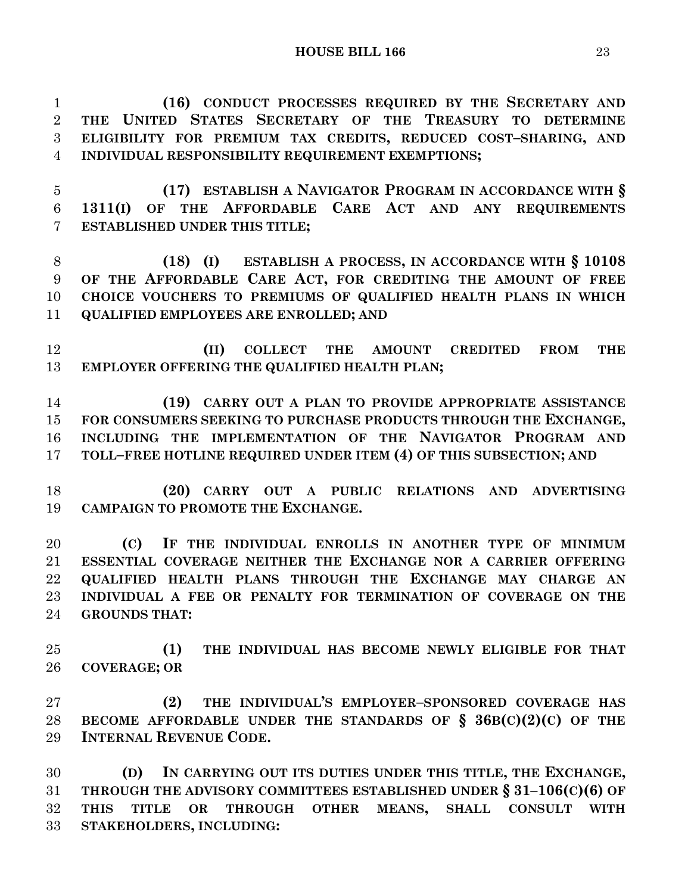**(16) CONDUCT PROCESSES REQUIRED BY THE SECRETARY AND THE UNITED STATES SECRETARY OF THE TREASURY TO DETERMINE ELIGIBILITY FOR PREMIUM TAX CREDITS, REDUCED COST–SHARING, AND INDIVIDUAL RESPONSIBILITY REQUIREMENT EXEMPTIONS;**

**(17) ESTABLISH A NAVIGATOR PROGRAM IN ACCORDANCE WITH § 1311(I) OF THE AFFORDABLE CARE ACT AND ANY REQUIREMENTS ESTABLISHED UNDER THIS TITLE;**

**(18) (I) ESTABLISH A PROCESS, IN ACCORDANCE WITH § 10108 OF THE AFFORDABLE CARE ACT, FOR CREDITING THE AMOUNT OF FREE CHOICE VOUCHERS TO PREMIUMS OF QUALIFIED HEALTH PLANS IN WHICH QUALIFIED EMPLOYEES ARE ENROLLED; AND**

**(II) COLLECT THE AMOUNT CREDITED FROM THE EMPLOYER OFFERING THE QUALIFIED HEALTH PLAN;**

**(19) CARRY OUT A PLAN TO PROVIDE APPROPRIATE ASSISTANCE FOR CONSUMERS SEEKING TO PURCHASE PRODUCTS THROUGH THE EXCHANGE, INCLUDING THE IMPLEMENTATION OF THE NAVIGATOR PROGRAM AND TOLL–FREE HOTLINE REQUIRED UNDER ITEM (4) OF THIS SUBSECTION; AND**

**(20) CARRY OUT A PUBLIC RELATIONS AND ADVERTISING CAMPAIGN TO PROMOTE THE EXCHANGE.**

**(C) IF THE INDIVIDUAL ENROLLS IN ANOTHER TYPE OF MINIMUM ESSENTIAL COVERAGE NEITHER THE EXCHANGE NOR A CARRIER OFFERING QUALIFIED HEALTH PLANS THROUGH THE EXCHANGE MAY CHARGE AN INDIVIDUAL A FEE OR PENALTY FOR TERMINATION OF COVERAGE ON THE GROUNDS THAT:**

**(1) THE INDIVIDUAL HAS BECOME NEWLY ELIGIBLE FOR THAT COVERAGE; OR**

**(2) THE INDIVIDUAL'S EMPLOYER–SPONSORED COVERAGE HAS BECOME AFFORDABLE UNDER THE STANDARDS OF § 36B(C)(2)(C) OF THE INTERNAL REVENUE CODE.**

**(D) IN CARRYING OUT ITS DUTIES UNDER THIS TITLE, THE EXCHANGE, THROUGH THE ADVISORY COMMITTEES ESTABLISHED UNDER § 31–106(C)(6) OF THIS TITLE OR THROUGH OTHER MEANS, SHALL CONSULT WITH STAKEHOLDERS, INCLUDING:**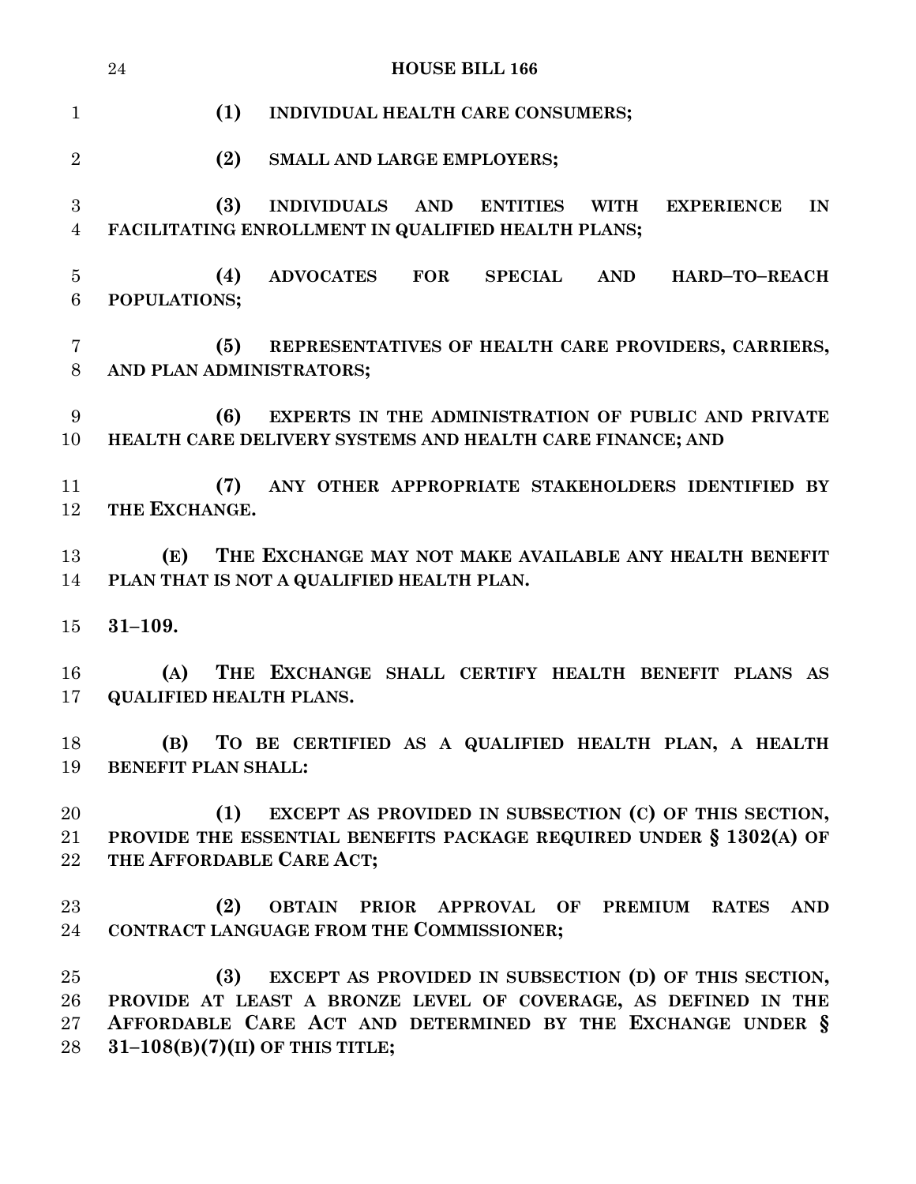**(1) INDIVIDUAL HEALTH CARE CONSUMERS;**

**(2) SMALL AND LARGE EMPLOYERS;**

**(3) INDIVIDUALS AND ENTITIES WITH EXPERIENCE IN FACILITATING ENROLLMENT IN QUALIFIED HEALTH PLANS;**

**(4) ADVOCATES FOR SPECIAL AND HARD–TO–REACH POPULATIONS;**

**(5) REPRESENTATIVES OF HEALTH CARE PROVIDERS, CARRIERS, AND PLAN ADMINISTRATORS;**

**(6) EXPERTS IN THE ADMINISTRATION OF PUBLIC AND PRIVATE HEALTH CARE DELIVERY SYSTEMS AND HEALTH CARE FINANCE; AND**

**(7) ANY OTHER APPROPRIATE STAKEHOLDERS IDENTIFIED BY THE EXCHANGE.**

**(E) THE EXCHANGE MAY NOT MAKE AVAILABLE ANY HEALTH BENEFIT PLAN THAT IS NOT A QUALIFIED HEALTH PLAN.**

**31–109.**

**(A) THE EXCHANGE SHALL CERTIFY HEALTH BENEFIT PLANS AS QUALIFIED HEALTH PLANS.**

**(B) TO BE CERTIFIED AS A QUALIFIED HEALTH PLAN, A HEALTH BENEFIT PLAN SHALL:**

**(1) EXCEPT AS PROVIDED IN SUBSECTION (C) OF THIS SECTION, PROVIDE THE ESSENTIAL BENEFITS PACKAGE REQUIRED UNDER § 1302(A) OF THE AFFORDABLE CARE ACT;**

**(2) OBTAIN PRIOR APPROVAL OF PREMIUM RATES AND CONTRACT LANGUAGE FROM THE COMMISSIONER;**

**(3) EXCEPT AS PROVIDED IN SUBSECTION (D) OF THIS SECTION, PROVIDE AT LEAST A BRONZE LEVEL OF COVERAGE, AS DEFINED IN THE AFFORDABLE CARE ACT AND DETERMINED BY THE EXCHANGE UNDER § 31–108(B)(7)(II) OF THIS TITLE;**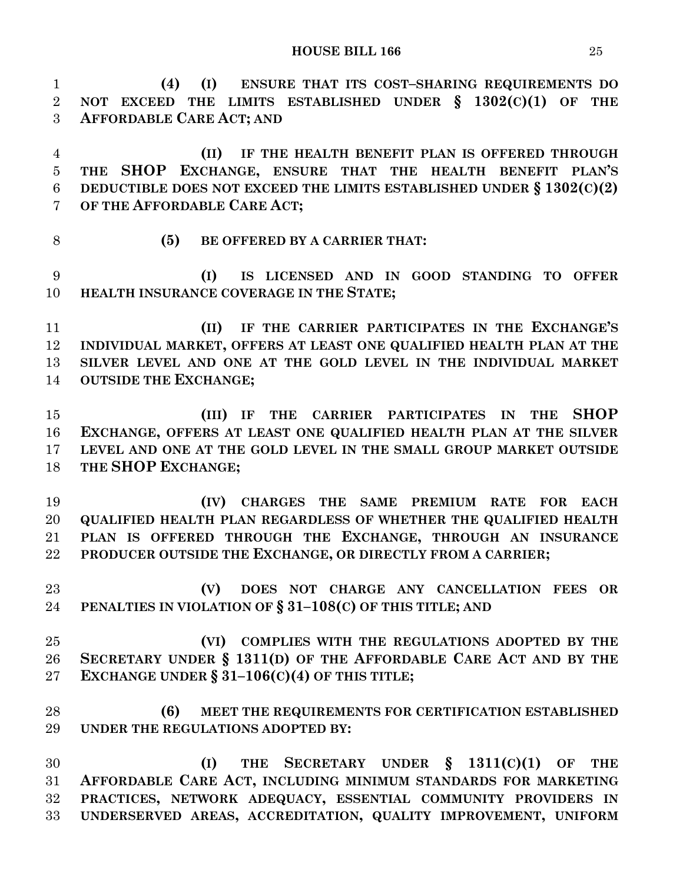**(4) (I) ENSURE THAT ITS COST–SHARING REQUIREMENTS DO NOT EXCEED THE LIMITS ESTABLISHED UNDER § 1302(C)(1) OF THE AFFORDABLE CARE ACT; AND**

**(II) IF THE HEALTH BENEFIT PLAN IS OFFERED THROUGH THE SHOP EXCHANGE, ENSURE THAT THE HEALTH BENEFIT PLAN'S DEDUCTIBLE DOES NOT EXCEED THE LIMITS ESTABLISHED UNDER § 1302(C)(2) OF THE AFFORDABLE CARE ACT;**

**(5) BE OFFERED BY A CARRIER THAT:**

**(I) IS LICENSED AND IN GOOD STANDING TO OFFER HEALTH INSURANCE COVERAGE IN THE STATE;**

**(II) IF THE CARRIER PARTICIPATES IN THE EXCHANGE'S INDIVIDUAL MARKET, OFFERS AT LEAST ONE QUALIFIED HEALTH PLAN AT THE SILVER LEVEL AND ONE AT THE GOLD LEVEL IN THE INDIVIDUAL MARKET OUTSIDE THE EXCHANGE;**

**(III) IF THE CARRIER PARTICIPATES IN THE SHOP EXCHANGE, OFFERS AT LEAST ONE QUALIFIED HEALTH PLAN AT THE SILVER LEVEL AND ONE AT THE GOLD LEVEL IN THE SMALL GROUP MARKET OUTSIDE THE SHOP EXCHANGE;**

**(IV) CHARGES THE SAME PREMIUM RATE FOR EACH QUALIFIED HEALTH PLAN REGARDLESS OF WHETHER THE QUALIFIED HEALTH PLAN IS OFFERED THROUGH THE EXCHANGE, THROUGH AN INSURANCE PRODUCER OUTSIDE THE EXCHANGE, OR DIRECTLY FROM A CARRIER;**

**(V) DOES NOT CHARGE ANY CANCELLATION FEES OR PENALTIES IN VIOLATION OF § 31–108(C) OF THIS TITLE; AND**

**(VI) COMPLIES WITH THE REGULATIONS ADOPTED BY THE SECRETARY UNDER § 1311(D) OF THE AFFORDABLE CARE ACT AND BY THE EXCHANGE UNDER § 31–106(C)(4) OF THIS TITLE;**

**(6) MEET THE REQUIREMENTS FOR CERTIFICATION ESTABLISHED UNDER THE REGULATIONS ADOPTED BY:**

**(I) THE SECRETARY UNDER § 1311(C)(1) OF THE AFFORDABLE CARE ACT, INCLUDING MINIMUM STANDARDS FOR MARKETING PRACTICES, NETWORK ADEQUACY, ESSENTIAL COMMUNITY PROVIDERS IN UNDERSERVED AREAS, ACCREDITATION, QUALITY IMPROVEMENT, UNIFORM**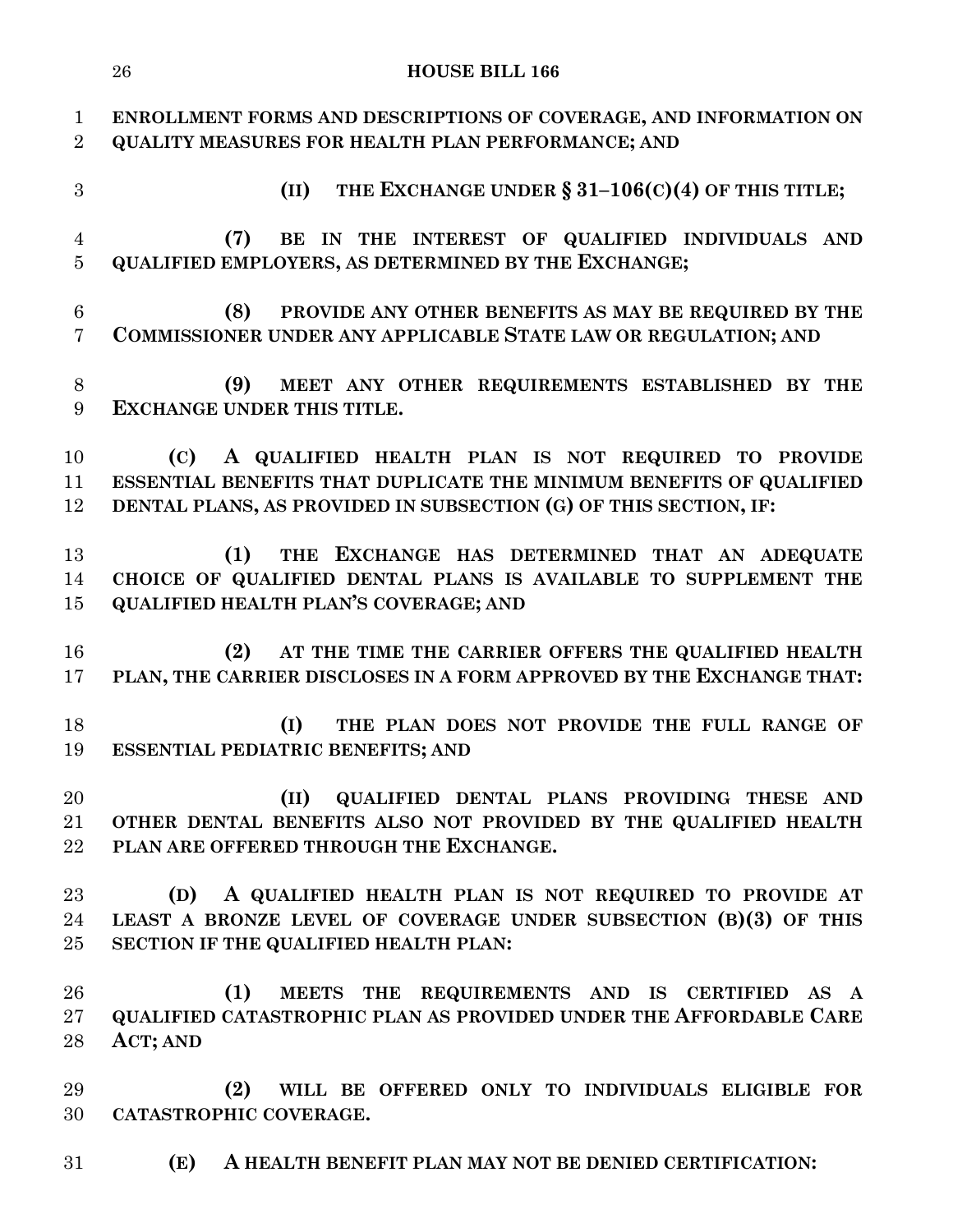**ENROLLMENT FORMS AND DESCRIPTIONS OF COVERAGE, AND INFORMATION ON QUALITY MEASURES FOR HEALTH PLAN PERFORMANCE; AND**

**(II) THE EXCHANGE UNDER § 31–106(C)(4) OF THIS TITLE;**

**(7) BE IN THE INTEREST OF QUALIFIED INDIVIDUALS AND QUALIFIED EMPLOYERS, AS DETERMINED BY THE EXCHANGE;**

**(8) PROVIDE ANY OTHER BENEFITS AS MAY BE REQUIRED BY THE COMMISSIONER UNDER ANY APPLICABLE STATE LAW OR REGULATION; AND**

**(9) MEET ANY OTHER REQUIREMENTS ESTABLISHED BY THE EXCHANGE UNDER THIS TITLE.**

**(C) A QUALIFIED HEALTH PLAN IS NOT REQUIRED TO PROVIDE ESSENTIAL BENEFITS THAT DUPLICATE THE MINIMUM BENEFITS OF QUALIFIED DENTAL PLANS, AS PROVIDED IN SUBSECTION (G) OF THIS SECTION, IF:**

**(1) THE EXCHANGE HAS DETERMINED THAT AN ADEQUATE CHOICE OF QUALIFIED DENTAL PLANS IS AVAILABLE TO SUPPLEMENT THE QUALIFIED HEALTH PLAN'S COVERAGE; AND**

**(2) AT THE TIME THE CARRIER OFFERS THE QUALIFIED HEALTH PLAN, THE CARRIER DISCLOSES IN A FORM APPROVED BY THE EXCHANGE THAT:**

**(I) THE PLAN DOES NOT PROVIDE THE FULL RANGE OF ESSENTIAL PEDIATRIC BENEFITS; AND**

**(II) QUALIFIED DENTAL PLANS PROVIDING THESE AND OTHER DENTAL BENEFITS ALSO NOT PROVIDED BY THE QUALIFIED HEALTH PLAN ARE OFFERED THROUGH THE EXCHANGE.**

**(D) A QUALIFIED HEALTH PLAN IS NOT REQUIRED TO PROVIDE AT LEAST A BRONZE LEVEL OF COVERAGE UNDER SUBSECTION (B)(3) OF THIS SECTION IF THE QUALIFIED HEALTH PLAN:**

**(1) MEETS THE REQUIREMENTS AND IS CERTIFIED AS A QUALIFIED CATASTROPHIC PLAN AS PROVIDED UNDER THE AFFORDABLE CARE ACT; AND**

**(2) WILL BE OFFERED ONLY TO INDIVIDUALS ELIGIBLE FOR CATASTROPHIC COVERAGE.**

**(E) A HEALTH BENEFIT PLAN MAY NOT BE DENIED CERTIFICATION:**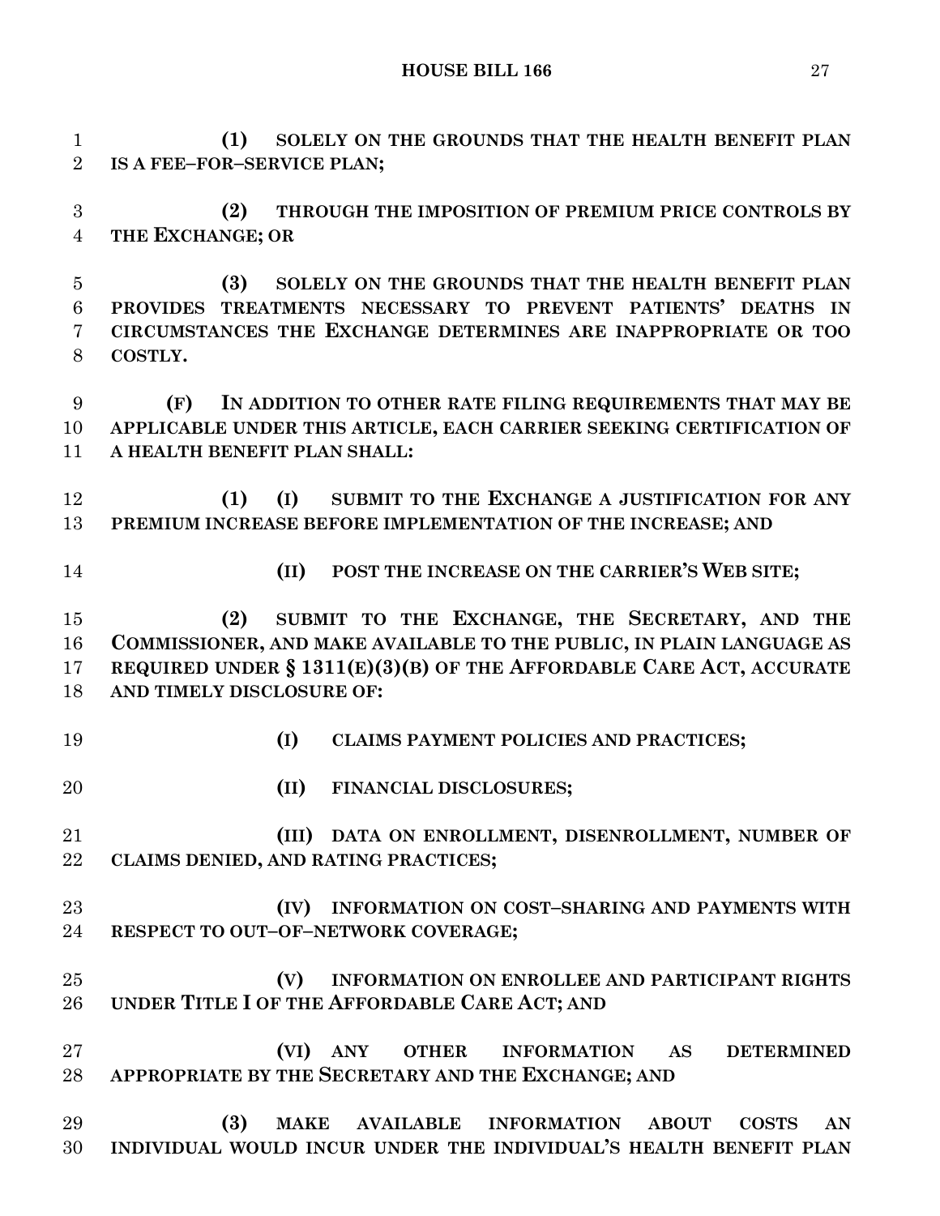**(1) SOLELY ON THE GROUNDS THAT THE HEALTH BENEFIT PLAN IS A FEE–FOR–SERVICE PLAN;**

**(2) THROUGH THE IMPOSITION OF PREMIUM PRICE CONTROLS BY THE EXCHANGE; OR**

**(3) SOLELY ON THE GROUNDS THAT THE HEALTH BENEFIT PLAN PROVIDES TREATMENTS NECESSARY TO PREVENT PATIENTS' DEATHS IN CIRCUMSTANCES THE EXCHANGE DETERMINES ARE INAPPROPRIATE OR TOO COSTLY.**

**(F) IN ADDITION TO OTHER RATE FILING REQUIREMENTS THAT MAY BE APPLICABLE UNDER THIS ARTICLE, EACH CARRIER SEEKING CERTIFICATION OF A HEALTH BENEFIT PLAN SHALL:**

**(1) (I) SUBMIT TO THE EXCHANGE A JUSTIFICATION FOR ANY PREMIUM INCREASE BEFORE IMPLEMENTATION OF THE INCREASE; AND**

**(II) POST THE INCREASE ON THE CARRIER'S WEB SITE;**

**(2) SUBMIT TO THE EXCHANGE, THE SECRETARY, AND THE COMMISSIONER, AND MAKE AVAILABLE TO THE PUBLIC, IN PLAIN LANGUAGE AS REQUIRED UNDER § 1311(E)(3)(B) OF THE AFFORDABLE CARE ACT, ACCURATE AND TIMELY DISCLOSURE OF:**

**(I) CLAIMS PAYMENT POLICIES AND PRACTICES;**

**(II) FINANCIAL DISCLOSURES;**

**(III) DATA ON ENROLLMENT, DISENROLLMENT, NUMBER OF CLAIMS DENIED, AND RATING PRACTICES;**

**(IV) INFORMATION ON COST–SHARING AND PAYMENTS WITH RESPECT TO OUT–OF–NETWORK COVERAGE;**

**(V) INFORMATION ON ENROLLEE AND PARTICIPANT RIGHTS UNDER TITLE I OF THE AFFORDABLE CARE ACT; AND**

**(VI) ANY OTHER INFORMATION AS DETERMINED APPROPRIATE BY THE SECRETARY AND THE EXCHANGE; AND**

**(3) MAKE AVAILABLE INFORMATION ABOUT COSTS AN INDIVIDUAL WOULD INCUR UNDER THE INDIVIDUAL'S HEALTH BENEFIT PLAN**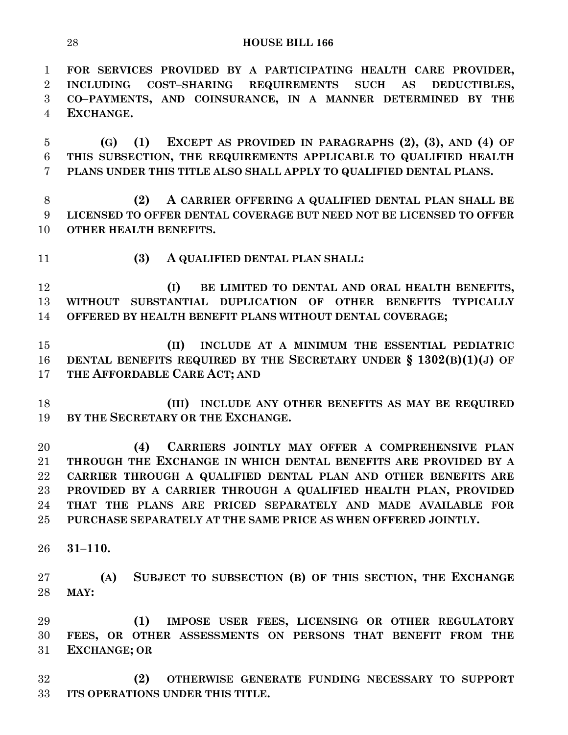**FOR SERVICES PROVIDED BY A PARTICIPATING HEALTH CARE PROVIDER, INCLUDING COST–SHARING REQUIREMENTS SUCH AS DEDUCTIBLES, CO–PAYMENTS, AND COINSURANCE, IN A MANNER DETERMINED BY THE EXCHANGE.**

**(G) (1) EXCEPT AS PROVIDED IN PARAGRAPHS (2), (3), AND (4) OF THIS SUBSECTION, THE REQUIREMENTS APPLICABLE TO QUALIFIED HEALTH PLANS UNDER THIS TITLE ALSO SHALL APPLY TO QUALIFIED DENTAL PLANS.**

**(2) A CARRIER OFFERING A QUALIFIED DENTAL PLAN SHALL BE LICENSED TO OFFER DENTAL COVERAGE BUT NEED NOT BE LICENSED TO OFFER OTHER HEALTH BENEFITS.**

**(3) A QUALIFIED DENTAL PLAN SHALL:**

**(I) BE LIMITED TO DENTAL AND ORAL HEALTH BENEFITS, WITHOUT SUBSTANTIAL DUPLICATION OF OTHER BENEFITS TYPICALLY OFFERED BY HEALTH BENEFIT PLANS WITHOUT DENTAL COVERAGE;**

**(II) INCLUDE AT A MINIMUM THE ESSENTIAL PEDIATRIC DENTAL BENEFITS REQUIRED BY THE SECRETARY UNDER § 1302(B)(1)(J) OF THE AFFORDABLE CARE ACT; AND**

**(III) INCLUDE ANY OTHER BENEFITS AS MAY BE REQUIRED BY THE SECRETARY OR THE EXCHANGE.**

**(4) CARRIERS JOINTLY MAY OFFER A COMPREHENSIVE PLAN THROUGH THE EXCHANGE IN WHICH DENTAL BENEFITS ARE PROVIDED BY A CARRIER THROUGH A QUALIFIED DENTAL PLAN AND OTHER BENEFITS ARE PROVIDED BY A CARRIER THROUGH A QUALIFIED HEALTH PLAN, PROVIDED THAT THE PLANS ARE PRICED SEPARATELY AND MADE AVAILABLE FOR PURCHASE SEPARATELY AT THE SAME PRICE AS WHEN OFFERED JOINTLY.**

**31–110.**

**(A) SUBJECT TO SUBSECTION (B) OF THIS SECTION, THE EXCHANGE MAY:**

**(1) IMPOSE USER FEES, LICENSING OR OTHER REGULATORY FEES, OR OTHER ASSESSMENTS ON PERSONS THAT BENEFIT FROM THE EXCHANGE; OR**

**(2) OTHERWISE GENERATE FUNDING NECESSARY TO SUPPORT ITS OPERATIONS UNDER THIS TITLE.**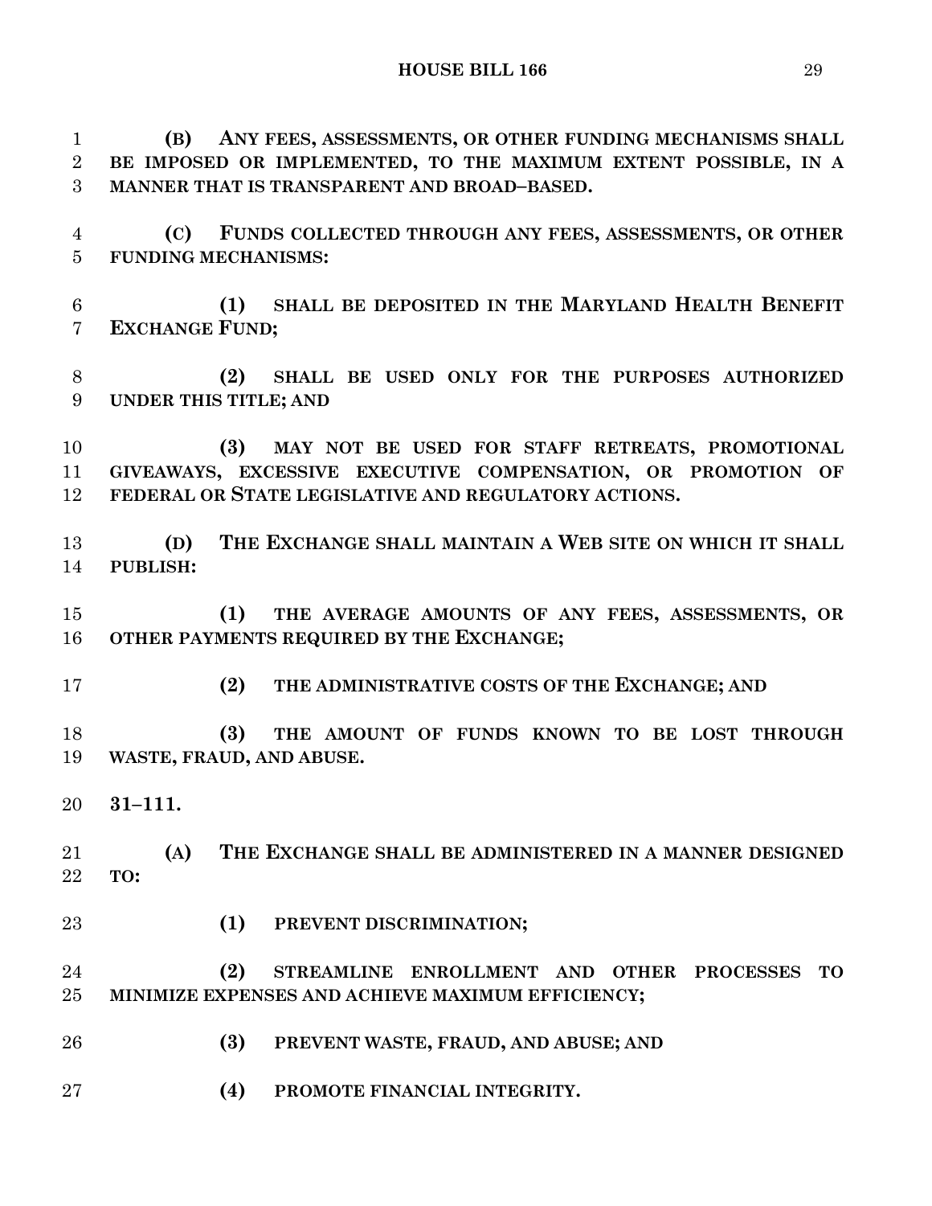**(B) ANY FEES, ASSESSMENTS, OR OTHER FUNDING MECHANISMS SHALL BE IMPOSED OR IMPLEMENTED, TO THE MAXIMUM EXTENT POSSIBLE, IN A MANNER THAT IS TRANSPARENT AND BROAD–BASED.**

**(C) FUNDS COLLECTED THROUGH ANY FEES, ASSESSMENTS, OR OTHER FUNDING MECHANISMS:**

**(1) SHALL BE DEPOSITED IN THE MARYLAND HEALTH BENEFIT EXCHANGE FUND;**

**(2) SHALL BE USED ONLY FOR THE PURPOSES AUTHORIZED UNDER THIS TITLE; AND**

**(3) MAY NOT BE USED FOR STAFF RETREATS, PROMOTIONAL GIVEAWAYS, EXCESSIVE EXECUTIVE COMPENSATION, OR PROMOTION OF FEDERAL OR STATE LEGISLATIVE AND REGULATORY ACTIONS.**

**(D) THE EXCHANGE SHALL MAINTAIN A WEB SITE ON WHICH IT SHALL PUBLISH:**

**(1) THE AVERAGE AMOUNTS OF ANY FEES, ASSESSMENTS, OR OTHER PAYMENTS REQUIRED BY THE EXCHANGE;**

**(2) THE ADMINISTRATIVE COSTS OF THE EXCHANGE; AND**

**(3) THE AMOUNT OF FUNDS KNOWN TO BE LOST THROUGH WASTE, FRAUD, AND ABUSE.**

**31–111.**

**(A) THE EXCHANGE SHALL BE ADMINISTERED IN A MANNER DESIGNED TO:**

**(1) PREVENT DISCRIMINATION;**

**(2) STREAMLINE ENROLLMENT AND OTHER PROCESSES TO MINIMIZE EXPENSES AND ACHIEVE MAXIMUM EFFICIENCY;**

**(3) PREVENT WASTE, FRAUD, AND ABUSE; AND**

**(4) PROMOTE FINANCIAL INTEGRITY.**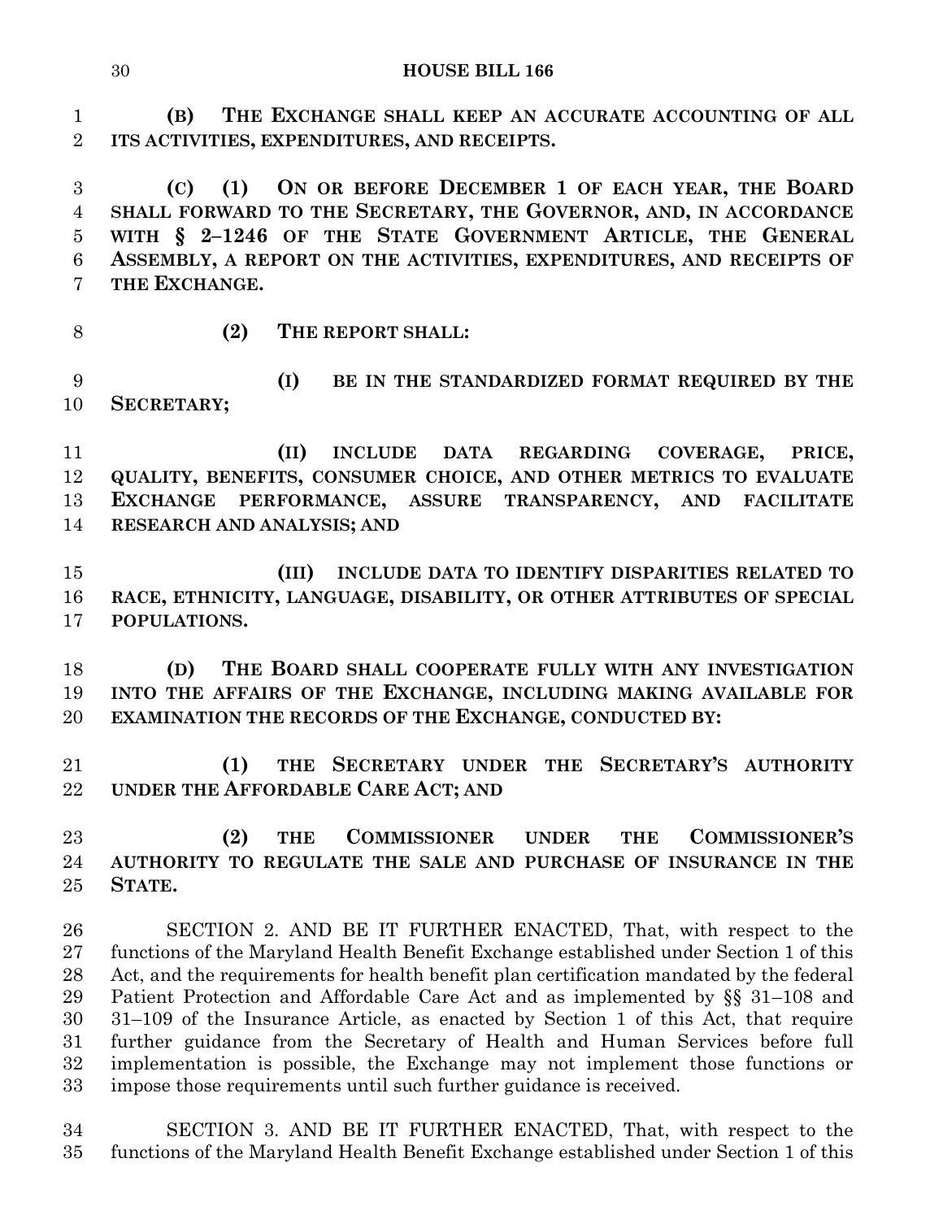**(B) THE EXCHANGE SHALL KEEP AN ACCURATE ACCOUNTING OF ALL ITS ACTIVITIES, EXPENDITURES, AND RECEIPTS.**

**(C) (1) ON OR BEFORE DECEMBER 1 OF EACH YEAR, THE BOARD SHALL FORWARD TO THE SECRETARY, THE GOVERNOR, AND, IN ACCORDANCE WITH § 2–1246 OF THE STATE GOVERNMENT ARTICLE, THE GENERAL ASSEMBLY, A REPORT ON THE ACTIVITIES, EXPENDITURES, AND RECEIPTS OF THE EXCHANGE.**

**(2) THE REPORT SHALL:**

**(I) BE IN THE STANDARDIZED FORMAT REQUIRED BY THE SECRETARY;**

**(II) INCLUDE DATA REGARDING COVERAGE, PRICE, QUALITY, BENEFITS, CONSUMER CHOICE, AND OTHER METRICS TO EVALUATE EXCHANGE PERFORMANCE, ASSURE TRANSPARENCY, AND FACILITATE RESEARCH AND ANALYSIS; AND**

**(III) INCLUDE DATA TO IDENTIFY DISPARITIES RELATED TO RACE, ETHNICITY, LANGUAGE, DISABILITY, OR OTHER ATTRIBUTES OF SPECIAL POPULATIONS.**

**(D) THE BOARD SHALL COOPERATE FULLY WITH ANY INVESTIGATION INTO THE AFFAIRS OF THE EXCHANGE, INCLUDING MAKING AVAILABLE FOR EXAMINATION THE RECORDS OF THE EXCHANGE, CONDUCTED BY:**

**(1) THE SECRETARY UNDER THE SECRETARY'S AUTHORITY UNDER THE AFFORDABLE CARE ACT; AND**

**(2) THE COMMISSIONER UNDER THE COMMISSIONER'S AUTHORITY TO REGULATE THE SALE AND PURCHASE OF INSURANCE IN THE STATE.**

SECTION 2. AND BE IT FURTHER ENACTED, That, with respect to the functions of the Maryland Health Benefit Exchange established under Section 1 of this Act, and the requirements for health benefit plan certification mandated by the federal Patient Protection and Affordable Care Act and as implemented by §§ 31–108 and 31–109 of the Insurance Article, as enacted by Section 1 of this Act, that require further guidance from the Secretary of Health and Human Services before full implementation is possible, the Exchange may not implement those functions or impose those requirements until such further guidance is received.

SECTION 3. AND BE IT FURTHER ENACTED, That, with respect to the functions of the Maryland Health Benefit Exchange established under Section 1 of this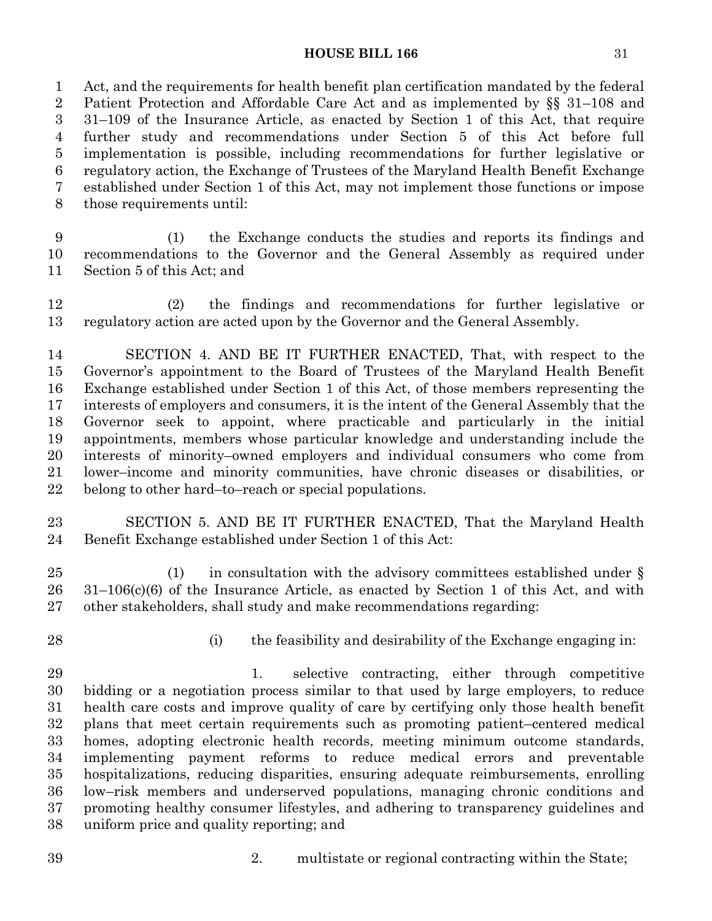Act, and the requirements for health benefit plan certification mandated by the federal Patient Protection and Affordable Care Act and as implemented by §§ 31–108 and 31–109 of the Insurance Article, as enacted by Section 1 of this Act, that require further study and recommendations under Section 5 of this Act before full implementation is possible, including recommendations for further legislative or regulatory action, the Exchange of Trustees of the Maryland Health Benefit Exchange established under Section 1 of this Act, may not implement those functions or impose those requirements until:

(1) the Exchange conducts the studies and reports its findings and recommendations to the Governor and the General Assembly as required under Section 5 of this Act; and

(2) the findings and recommendations for further legislative or regulatory action are acted upon by the Governor and the General Assembly.

SECTION 4. AND BE IT FURTHER ENACTED, That, with respect to the Governor's appointment to the Board of Trustees of the Maryland Health Benefit Exchange established under Section 1 of this Act, of those members representing the interests of employers and consumers, it is the intent of the General Assembly that the Governor seek to appoint, where practicable and particularly in the initial appointments, members whose particular knowledge and understanding include the interests of minority–owned employers and individual consumers who come from lower–income and minority communities, have chronic diseases or disabilities, or belong to other hard–to–reach or special populations.

SECTION 5. AND BE IT FURTHER ENACTED, That the Maryland Health Benefit Exchange established under Section 1 of this Act:

(1) in consultation with the advisory committees established under § 31–106(c)(6) of the Insurance Article, as enacted by Section 1 of this Act, and with other stakeholders, shall study and make recommendations regarding:

(i) the feasibility and desirability of the Exchange engaging in:

1. selective contracting, either through competitive bidding or a negotiation process similar to that used by large employers, to reduce health care costs and improve quality of care by certifying only those health benefit plans that meet certain requirements such as promoting patient–centered medical homes, adopting electronic health records, meeting minimum outcome standards, implementing payment reforms to reduce medical errors and preventable hospitalizations, reducing disparities, ensuring adequate reimbursements, enrolling low–risk members and underserved populations, managing chronic conditions and promoting healthy consumer lifestyles, and adhering to transparency guidelines and uniform price and quality reporting; and

2. multistate or regional contracting within the State;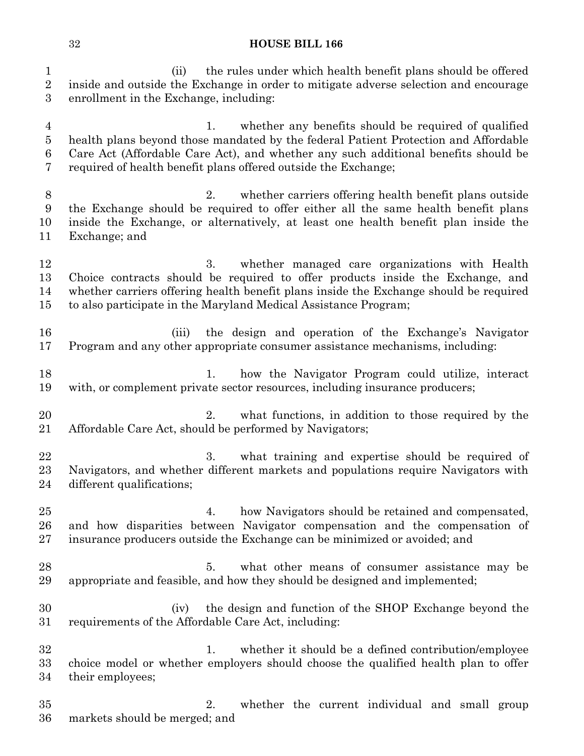(ii) the rules under which health benefit plans should be offered inside and outside the Exchange in order to mitigate adverse selection and encourage enrollment in the Exchange, including:

1. whether any benefits should be required of qualified health plans beyond those mandated by the federal Patient Protection and Affordable Care Act (Affordable Care Act), and whether any such additional benefits should be required of health benefit plans offered outside the Exchange;

2. whether carriers offering health benefit plans outside the Exchange should be required to offer either all the same health benefit plans inside the Exchange, or alternatively, at least one health benefit plan inside the Exchange; and

3. whether managed care organizations with Health Choice contracts should be required to offer products inside the Exchange, and whether carriers offering health benefit plans inside the Exchange should be required to also participate in the Maryland Medical Assistance Program;

(iii) the design and operation of the Exchange's Navigator Program and any other appropriate consumer assistance mechanisms, including:

1. how the Navigator Program could utilize, interact with, or complement private sector resources, including insurance producers;

2. what functions, in addition to those required by the Affordable Care Act, should be performed by Navigators;

3. what training and expertise should be required of Navigators, and whether different markets and populations require Navigators with different qualifications;

4. how Navigators should be retained and compensated, and how disparities between Navigator compensation and the compensation of insurance producers outside the Exchange can be minimized or avoided; and

5. what other means of consumer assistance may be appropriate and feasible, and how they should be designed and implemented;

(iv) the design and function of the SHOP Exchange beyond the requirements of the Affordable Care Act, including:

1. whether it should be a defined contribution/employee choice model or whether employers should choose the qualified health plan to offer their employees;

2. whether the current individual and small group markets should be merged; and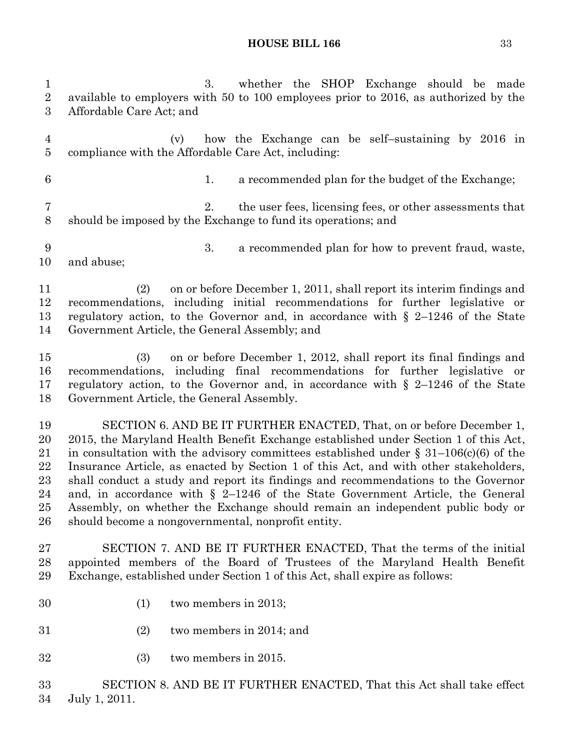3. whether the SHOP Exchange should be made available to employers with 50 to 100 employees prior to 2016, as authorized by the Affordable Care Act; and

(v) how the Exchange can be self–sustaining by 2016 in compliance with the Affordable Care Act, including:

1. a recommended plan for the budget of the Exchange;

2. the user fees, licensing fees, or other assessments that should be imposed by the Exchange to fund its operations; and

3. a recommended plan for how to prevent fraud, waste, and abuse;

(2) on or before December 1, 2011, shall report its interim findings and recommendations, including initial recommendations for further legislative or regulatory action, to the Governor and, in accordance with § 2–1246 of the State Government Article, the General Assembly; and

(3) on or before December 1, 2012, shall report its final findings and recommendations, including final recommendations for further legislative or regulatory action, to the Governor and, in accordance with § 2–1246 of the State Government Article, the General Assembly.

SECTION 6. AND BE IT FURTHER ENACTED, That, on or before December 1, 2015, the Maryland Health Benefit Exchange established under Section 1 of this Act, in consultation with the advisory committees established under § 31–106(c)(6) of the Insurance Article, as enacted by Section 1 of this Act, and with other stakeholders, shall conduct a study and report its findings and recommendations to the Governor and, in accordance with § 2–1246 of the State Government Article, the General Assembly, on whether the Exchange should remain an independent public body or should become a nongovernmental, nonprofit entity.

SECTION 7. AND BE IT FURTHER ENACTED, That the terms of the initial appointed members of the Board of Trustees of the Maryland Health Benefit Exchange, established under Section 1 of this Act, shall expire as follows:

(1) two members in 2013;

(2) two members in 2014; and

(3) two members in 2015.

SECTION 8. AND BE IT FURTHER ENACTED, That this Act shall take effect July 1, 2011.